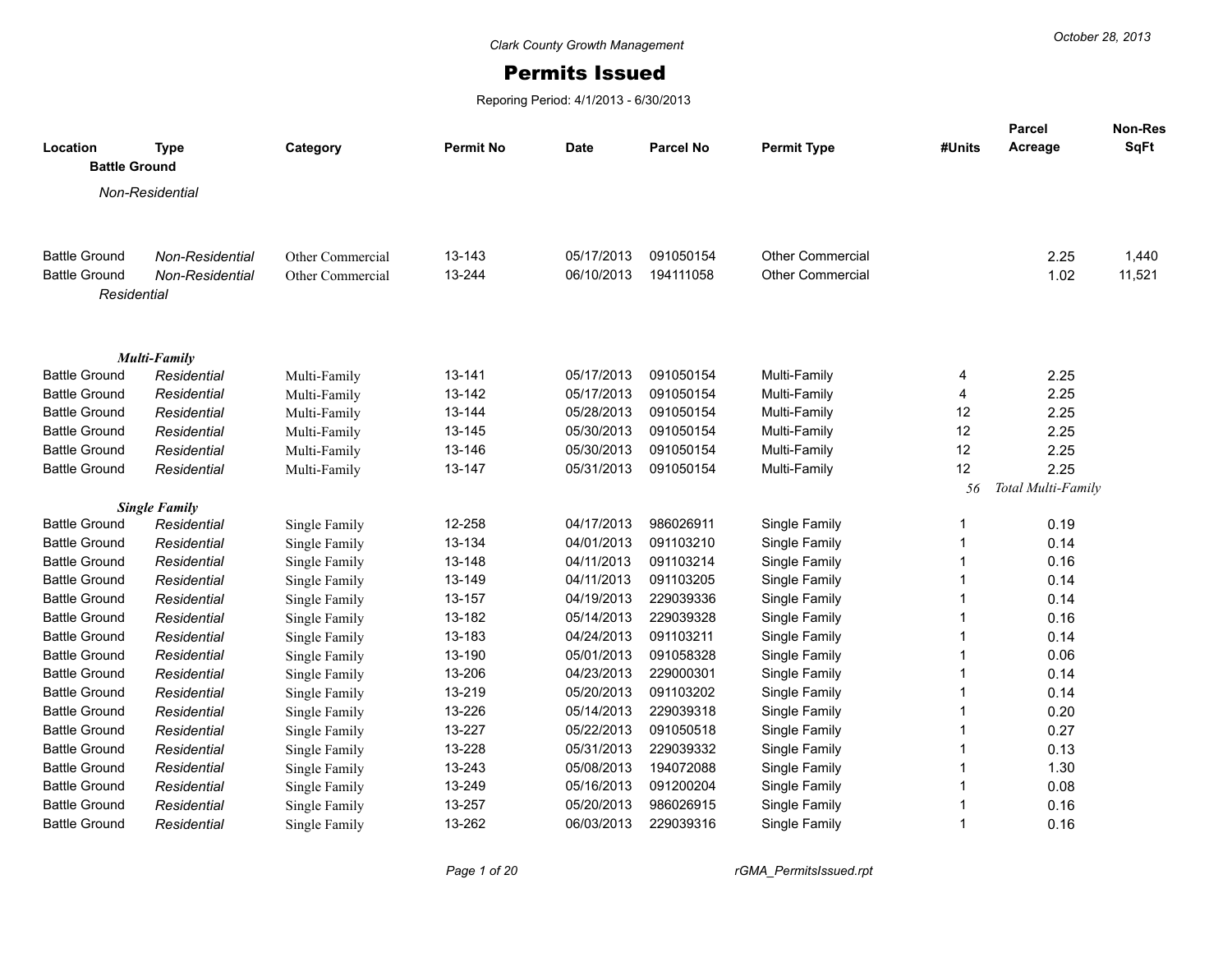Clark County Growth Management

# Permits Issued

Reporing Period: 4/1/2013 - 6/30/2013

October 28, 2013

| Location | Type | Category | Permit No | Date | Parcel No | Permit Type | #Units | Parcel Acreage | Non-Res SqFt |
|---|---|---|---|---|---|---|---|---|---|
| **Battle Ground** | | | | | | | | | |
| *Non-Residential* | | | | | | | | | |
| Battle Ground | *Non-Residential* | Other Commercial | 13-143 | 05/17/2013 | 091050154 | Other Commercial | | 2.25 | 1,440 |
| Battle Ground | *Non-Residential* | Other Commercial | 13-244 | 06/10/2013 | 194111058 | Other Commercial | | 1.02 | 11,521 |
| *Residential* | | | | | | | | | |
| ***Multi-Family*** | | | | | | | | | |
| Battle Ground | *Residential* | Multi-Family | 13-141 | 05/17/2013 | 091050154 | Multi-Family | 4 | 2.25 | |
| Battle Ground | *Residential* | Multi-Family | 13-142 | 05/17/2013 | 091050154 | Multi-Family | 4 | 2.25 | |
| Battle Ground | *Residential* | Multi-Family | 13-144 | 05/28/2013 | 091050154 | Multi-Family | 12 | 2.25 | |
| Battle Ground | *Residential* | Multi-Family | 13-145 | 05/30/2013 | 091050154 | Multi-Family | 12 | 2.25 | |
| Battle Ground | *Residential* | Multi-Family | 13-146 | 05/30/2013 | 091050154 | Multi-Family | 12 | 2.25 | |
| Battle Ground | *Residential* | Multi-Family | 13-147 | 05/31/2013 | 091050154 | Multi-Family | 12 | 2.25 | |
| | | | | | | | *56* | *Total Multi-Family* | |
| ***Single Family*** | | | | | | | | | |
| Battle Ground | *Residential* | Single Family | 12-258 | 04/17/2013 | 986026911 | Single Family | 1 | 0.19 | |
| Battle Ground | *Residential* | Single Family | 13-134 | 04/01/2013 | 091103210 | Single Family | 1 | 0.14 | |
| Battle Ground | *Residential* | Single Family | 13-148 | 04/11/2013 | 091103214 | Single Family | 1 | 0.16 | |
| Battle Ground | *Residential* | Single Family | 13-149 | 04/11/2013 | 091103205 | Single Family | 1 | 0.14 | |
| Battle Ground | *Residential* | Single Family | 13-157 | 04/19/2013 | 229039336 | Single Family | 1 | 0.14 | |
| Battle Ground | *Residential* | Single Family | 13-182 | 05/14/2013 | 229039328 | Single Family | 1 | 0.16 | |
| Battle Ground | *Residential* | Single Family | 13-183 | 04/24/2013 | 091103211 | Single Family | 1 | 0.14 | |
| Battle Ground | *Residential* | Single Family | 13-190 | 05/01/2013 | 091058328 | Single Family | 1 | 0.06 | |
| Battle Ground | *Residential* | Single Family | 13-206 | 04/23/2013 | 229000301 | Single Family | 1 | 0.14 | |
| Battle Ground | *Residential* | Single Family | 13-219 | 05/20/2013 | 091103202 | Single Family | 1 | 0.14 | |
| Battle Ground | *Residential* | Single Family | 13-226 | 05/14/2013 | 229039318 | Single Family | 1 | 0.20 | |
| Battle Ground | *Residential* | Single Family | 13-227 | 05/22/2013 | 091050518 | Single Family | 1 | 0.27 | |
| Battle Ground | *Residential* | Single Family | 13-228 | 05/31/2013 | 229039332 | Single Family | 1 | 0.13 | |
| Battle Ground | *Residential* | Single Family | 13-243 | 05/08/2013 | 194072088 | Single Family | 1 | 1.30 | |
| Battle Ground | *Residential* | Single Family | 13-249 | 05/16/2013 | 091200204 | Single Family | 1 | 0.08 | |
| Battle Ground | *Residential* | Single Family | 13-257 | 05/20/2013 | 986026915 | Single Family | 1 | 0.16 | |
| Battle Ground | *Residential* | Single Family | 13-262 | 06/03/2013 | 229039316 | Single Family | 1 | 0.16 | |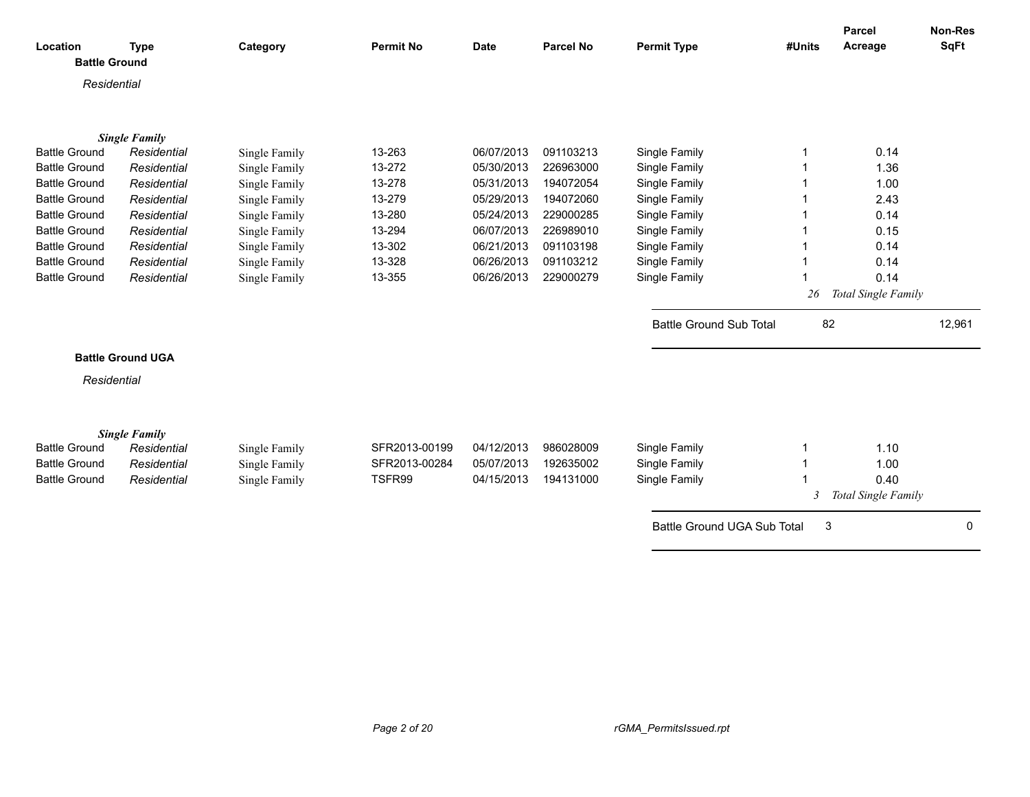| Location | Type | Category | Permit No | Date | Parcel No | Permit Type | #Units | Parcel Acreage | Non-Res SqFt |
|---|---|---|---|---|---|---|---|---|---|

**Battle Ground**

*Residential*

***Single Family***

| Location | Type | Category | Permit No | Date | Parcel No | Permit Type | #Units | Parcel Acreage | Non-Res SqFt |
|---|---|---|---|---|---|---|---|---|---|
| Battle Ground | *Residential* | Single Family | 13-263 | 06/07/2013 | 091103213 | Single Family | 1 | 0.14 | |
| Battle Ground | *Residential* | Single Family | 13-272 | 05/30/2013 | 226963000 | Single Family | 1 | 1.36 | |
| Battle Ground | *Residential* | Single Family | 13-278 | 05/31/2013 | 194072054 | Single Family | 1 | 1.00 | |
| Battle Ground | *Residential* | Single Family | 13-279 | 05/29/2013 | 194072060 | Single Family | 1 | 2.43 | |
| Battle Ground | *Residential* | Single Family | 13-280 | 05/24/2013 | 229000285 | Single Family | 1 | 0.14 | |
| Battle Ground | *Residential* | Single Family | 13-294 | 06/07/2013 | 226989010 | Single Family | 1 | 0.15 | |
| Battle Ground | *Residential* | Single Family | 13-302 | 06/21/2013 | 091103198 | Single Family | 1 | 0.14 | |
| Battle Ground | *Residential* | Single Family | 13-328 | 06/26/2013 | 091103212 | Single Family | 1 | 0.14 | |
| Battle Ground | *Residential* | Single Family | 13-355 | 06/26/2013 | 229000279 | Single Family | 1 | 0.14 | |
| | | | | | | | *26* | *Total Single Family* | |
| | | | | | | Battle Ground Sub Total | 82 | | 12,961 |

**Battle Ground UGA**

*Residential*

***Single Family***

| Location | Type | Category | Permit No | Date | Parcel No | Permit Type | #Units | Parcel Acreage | Non-Res SqFt |
|---|---|---|---|---|---|---|---|---|---|
| Battle Ground | *Residential* | Single Family | SFR2013-00199 | 04/12/2013 | 986028009 | Single Family | 1 | 1.10 | |
| Battle Ground | *Residential* | Single Family | SFR2013-00284 | 05/07/2013 | 192635002 | Single Family | 1 | 1.00 | |
| Battle Ground | *Residential* | Single Family | TSFR99 | 04/15/2013 | 194131000 | Single Family | 1 | 0.40 | |
| | | | | | | | *3* | *Total Single Family* | |
| | | | | | | Battle Ground UGA Sub Total | 3 | | 0 |

*rGMA_PermitsIssued.rpt*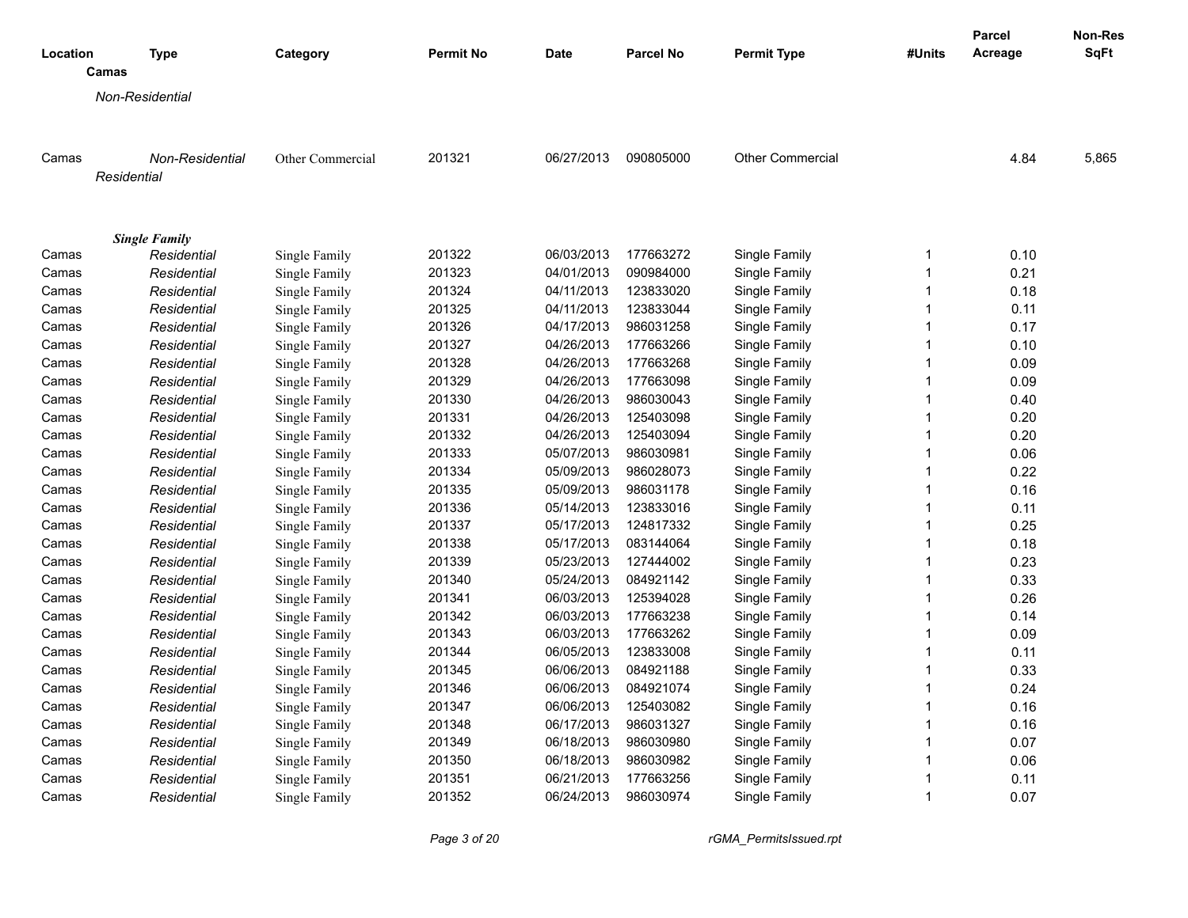| Location | Type | Category | Permit No | Date | Parcel No | Permit Type | #Units | Parcel Acreage | Non-Res SqFt |
|---|---|---|---|---|---|---|---|---|---|
| **Camas** | | | | | | | | | |
| *Non-Residential* | | | | | | | | | |
| Camas | *Non-Residential* | Other Commercial | 201321 | 06/27/2013 | 090805000 | Other Commercial | | 4.84 | 5,865 |
| *Residential* | | | | | | | | | |
| ***Single Family*** | | | | | | | | | |
| Camas | *Residential* | Single Family | 201322 | 06/03/2013 | 177663272 | Single Family | 1 | 0.10 | |
| Camas | *Residential* | Single Family | 201323 | 04/01/2013 | 090984000 | Single Family | 1 | 0.21 | |
| Camas | *Residential* | Single Family | 201324 | 04/11/2013 | 123833020 | Single Family | 1 | 0.18 | |
| Camas | *Residential* | Single Family | 201325 | 04/11/2013 | 123833044 | Single Family | 1 | 0.11 | |
| Camas | *Residential* | Single Family | 201326 | 04/17/2013 | 986031258 | Single Family | 1 | 0.17 | |
| Camas | *Residential* | Single Family | 201327 | 04/26/2013 | 177663266 | Single Family | 1 | 0.10 | |
| Camas | *Residential* | Single Family | 201328 | 04/26/2013 | 177663268 | Single Family | 1 | 0.09 | |
| Camas | *Residential* | Single Family | 201329 | 04/26/2013 | 177663098 | Single Family | 1 | 0.09 | |
| Camas | *Residential* | Single Family | 201330 | 04/26/2013 | 986030043 | Single Family | 1 | 0.40 | |
| Camas | *Residential* | Single Family | 201331 | 04/26/2013 | 125403098 | Single Family | 1 | 0.20 | |
| Camas | *Residential* | Single Family | 201332 | 04/26/2013 | 125403094 | Single Family | 1 | 0.20 | |
| Camas | *Residential* | Single Family | 201333 | 05/07/2013 | 986030981 | Single Family | 1 | 0.06 | |
| Camas | *Residential* | Single Family | 201334 | 05/09/2013 | 986028073 | Single Family | 1 | 0.22 | |
| Camas | *Residential* | Single Family | 201335 | 05/09/2013 | 986031178 | Single Family | 1 | 0.16 | |
| Camas | *Residential* | Single Family | 201336 | 05/14/2013 | 123833016 | Single Family | 1 | 0.11 | |
| Camas | *Residential* | Single Family | 201337 | 05/17/2013 | 124817332 | Single Family | 1 | 0.25 | |
| Camas | *Residential* | Single Family | 201338 | 05/17/2013 | 083144064 | Single Family | 1 | 0.18 | |
| Camas | *Residential* | Single Family | 201339 | 05/23/2013 | 127444002 | Single Family | 1 | 0.23 | |
| Camas | *Residential* | Single Family | 201340 | 05/24/2013 | 084921142 | Single Family | 1 | 0.33 | |
| Camas | *Residential* | Single Family | 201341 | 06/03/2013 | 125394028 | Single Family | 1 | 0.26 | |
| Camas | *Residential* | Single Family | 201342 | 06/03/2013 | 177663238 | Single Family | 1 | 0.14 | |
| Camas | *Residential* | Single Family | 201343 | 06/03/2013 | 177663262 | Single Family | 1 | 0.09 | |
| Camas | *Residential* | Single Family | 201344 | 06/05/2013 | 123833008 | Single Family | 1 | 0.11 | |
| Camas | *Residential* | Single Family | 201345 | 06/06/2013 | 084921188 | Single Family | 1 | 0.33 | |
| Camas | *Residential* | Single Family | 201346 | 06/06/2013 | 084921074 | Single Family | 1 | 0.24 | |
| Camas | *Residential* | Single Family | 201347 | 06/06/2013 | 125403082 | Single Family | 1 | 0.16 | |
| Camas | *Residential* | Single Family | 201348 | 06/17/2013 | 986031327 | Single Family | 1 | 0.16 | |
| Camas | *Residential* | Single Family | 201349 | 06/18/2013 | 986030980 | Single Family | 1 | 0.07 | |
| Camas | *Residential* | Single Family | 201350 | 06/18/2013 | 986030982 | Single Family | 1 | 0.06 | |
| Camas | *Residential* | Single Family | 201351 | 06/21/2013 | 177663256 | Single Family | 1 | 0.11 | |
| Camas | *Residential* | Single Family | 201352 | 06/24/2013 | 986030974 | Single Family | 1 | 0.07 | |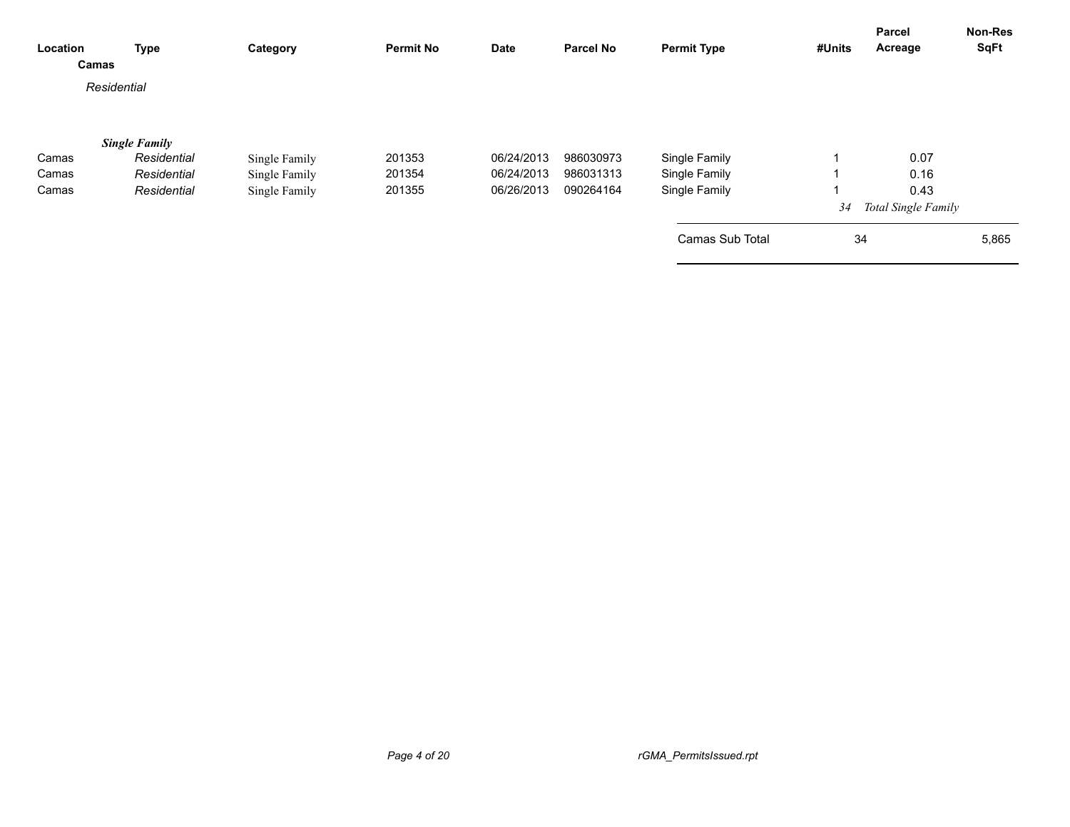| Location | Type | Category | Permit No | Date | Parcel No | Permit Type | #Units | Parcel Acreage | Non-Res SqFt |
|---|---|---|---|---|---|---|---|---|---|
| **Camas** | | | | | | | | | |
| *Residential* | | | | | | | | | |
| | ***Single Family*** | | | | | | | | |
| Camas | *Residential* | Single Family | 201353 | 06/24/2013 | 986030973 | Single Family | 1 | 0.07 | |
| Camas | *Residential* | Single Family | 201354 | 06/24/2013 | 986031313 | Single Family | 1 | 0.16 | |
| Camas | *Residential* | Single Family | 201355 | 06/26/2013 | 090264164 | Single Family | 1 | 0.43 | |
| | | | | | | | *34* | *Total Single Family* | |
| | | | | | | Camas Sub Total | 34 | | 5,865 |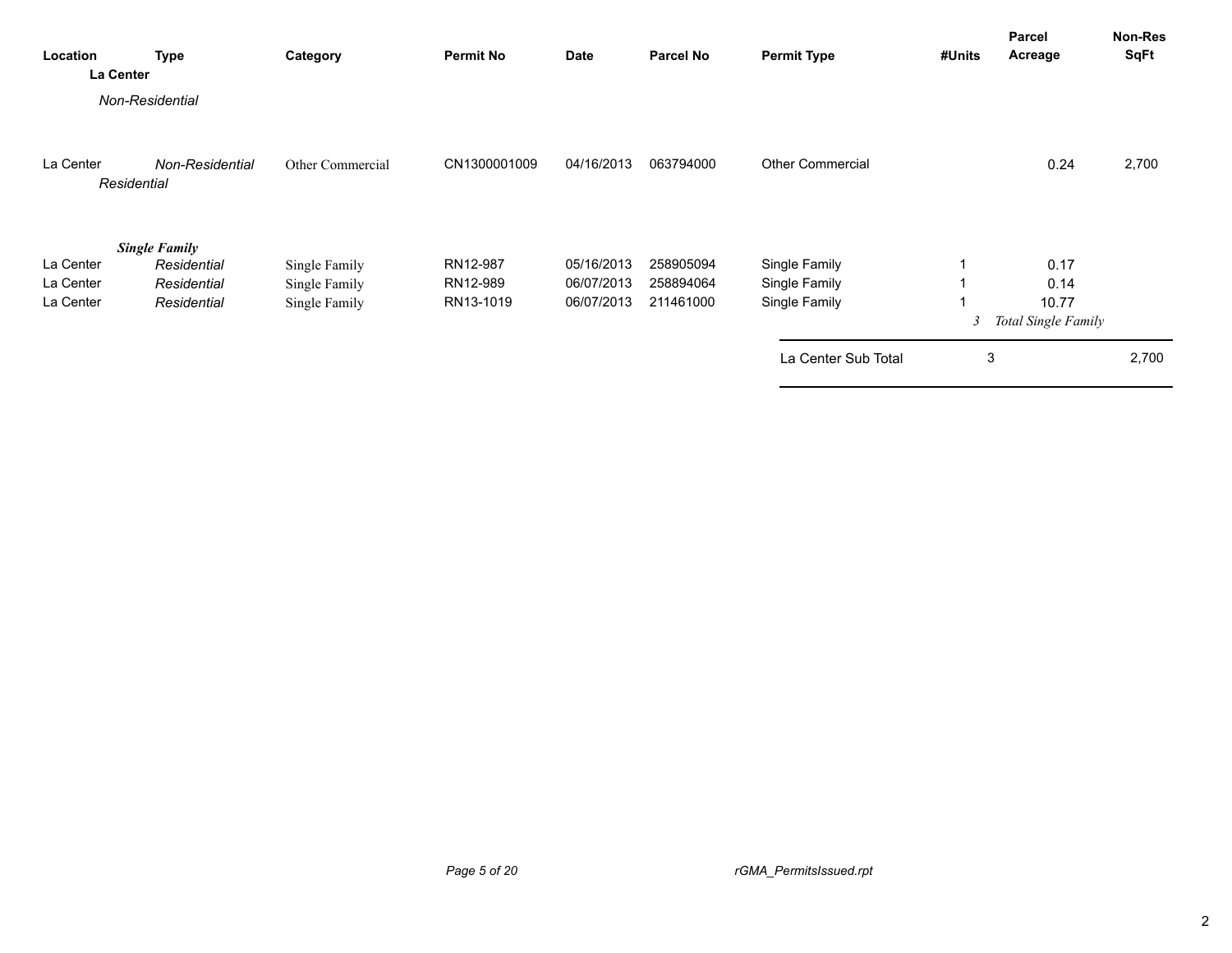| Location | Type | Category | Permit No | Date | Parcel No | Permit Type | #Units | Parcel Acreage | Non-Res SqFt |
|---|---|---|---|---|---|---|---|---|---|
| **La Center** | | | | | | | | | |
| *Non-Residential* | | | | | | | | | |
| La Center | *Non-Residential* | Other Commercial | CN1300001009 | 04/16/2013 | 063794000 | Other Commercial | | 0.24 | 2,700 |
| *Residential* | | | | | | | | | |
| | ***Single Family*** | | | | | | | | |
| La Center | *Residential* | Single Family | RN12-987 | 05/16/2013 | 258905094 | Single Family | 1 | 0.17 | |
| La Center | *Residential* | Single Family | RN12-989 | 06/07/2013 | 258894064 | Single Family | 1 | 0.14 | |
| La Center | *Residential* | Single Family | RN13-1019 | 06/07/2013 | 211461000 | Single Family | 1 | 10.77 | |
| | | | | | | | *3* | *Total Single Family* | |
| | | | | | | La Center Sub Total | 3 | | 2,700 |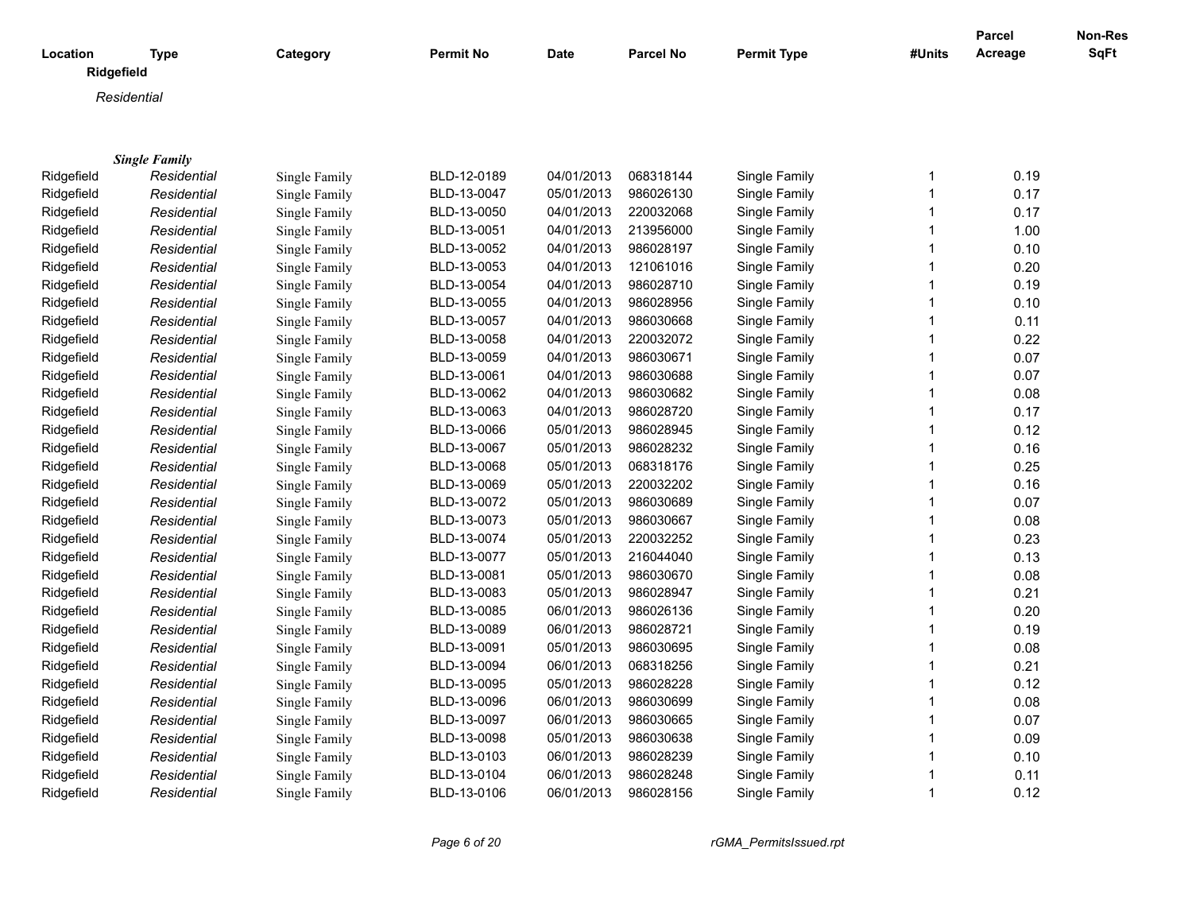| Location | Type | Category | Permit No | Date | Parcel No | Permit Type | #Units | Parcel Acreage | Non-Res SqFt |
|---|---|---|---|---|---|---|---|---|---|

**Ridgefield**

*Residential*

***Single Family***

| Location | Type | Category | Permit No | Date | Parcel No | Permit Type | #Units | Parcel Acreage | Non-Res SqFt |
|---|---|---|---|---|---|---|---|---|---|
| Ridgefield | *Residential* | Single Family | BLD-12-0189 | 04/01/2013 | 068318144 | Single Family | 1 | 0.19 | |
| Ridgefield | *Residential* | Single Family | BLD-13-0047 | 05/01/2013 | 986026130 | Single Family | 1 | 0.17 | |
| Ridgefield | *Residential* | Single Family | BLD-13-0050 | 04/01/2013 | 220032068 | Single Family | 1 | 0.17 | |
| Ridgefield | *Residential* | Single Family | BLD-13-0051 | 04/01/2013 | 213956000 | Single Family | 1 | 1.00 | |
| Ridgefield | *Residential* | Single Family | BLD-13-0052 | 04/01/2013 | 986028197 | Single Family | 1 | 0.10 | |
| Ridgefield | *Residential* | Single Family | BLD-13-0053 | 04/01/2013 | 121061016 | Single Family | 1 | 0.20 | |
| Ridgefield | *Residential* | Single Family | BLD-13-0054 | 04/01/2013 | 986028710 | Single Family | 1 | 0.19 | |
| Ridgefield | *Residential* | Single Family | BLD-13-0055 | 04/01/2013 | 986028956 | Single Family | 1 | 0.10 | |
| Ridgefield | *Residential* | Single Family | BLD-13-0057 | 04/01/2013 | 986030668 | Single Family | 1 | 0.11 | |
| Ridgefield | *Residential* | Single Family | BLD-13-0058 | 04/01/2013 | 220032072 | Single Family | 1 | 0.22 | |
| Ridgefield | *Residential* | Single Family | BLD-13-0059 | 04/01/2013 | 986030671 | Single Family | 1 | 0.07 | |
| Ridgefield | *Residential* | Single Family | BLD-13-0061 | 04/01/2013 | 986030688 | Single Family | 1 | 0.07 | |
| Ridgefield | *Residential* | Single Family | BLD-13-0062 | 04/01/2013 | 986030682 | Single Family | 1 | 0.08 | |
| Ridgefield | *Residential* | Single Family | BLD-13-0063 | 04/01/2013 | 986028720 | Single Family | 1 | 0.17 | |
| Ridgefield | *Residential* | Single Family | BLD-13-0066 | 05/01/2013 | 986028945 | Single Family | 1 | 0.12 | |
| Ridgefield | *Residential* | Single Family | BLD-13-0067 | 05/01/2013 | 986028232 | Single Family | 1 | 0.16 | |
| Ridgefield | *Residential* | Single Family | BLD-13-0068 | 05/01/2013 | 068318176 | Single Family | 1 | 0.25 | |
| Ridgefield | *Residential* | Single Family | BLD-13-0069 | 05/01/2013 | 220032202 | Single Family | 1 | 0.16 | |
| Ridgefield | *Residential* | Single Family | BLD-13-0072 | 05/01/2013 | 986030689 | Single Family | 1 | 0.07 | |
| Ridgefield | *Residential* | Single Family | BLD-13-0073 | 05/01/2013 | 986030667 | Single Family | 1 | 0.08 | |
| Ridgefield | *Residential* | Single Family | BLD-13-0074 | 05/01/2013 | 220032252 | Single Family | 1 | 0.23 | |
| Ridgefield | *Residential* | Single Family | BLD-13-0077 | 05/01/2013 | 216044040 | Single Family | 1 | 0.13 | |
| Ridgefield | *Residential* | Single Family | BLD-13-0081 | 05/01/2013 | 986030670 | Single Family | 1 | 0.08 | |
| Ridgefield | *Residential* | Single Family | BLD-13-0083 | 05/01/2013 | 986028947 | Single Family | 1 | 0.21 | |
| Ridgefield | *Residential* | Single Family | BLD-13-0085 | 06/01/2013 | 986026136 | Single Family | 1 | 0.20 | |
| Ridgefield | *Residential* | Single Family | BLD-13-0089 | 06/01/2013 | 986028721 | Single Family | 1 | 0.19 | |
| Ridgefield | *Residential* | Single Family | BLD-13-0091 | 05/01/2013 | 986030695 | Single Family | 1 | 0.08 | |
| Ridgefield | *Residential* | Single Family | BLD-13-0094 | 06/01/2013 | 068318256 | Single Family | 1 | 0.21 | |
| Ridgefield | *Residential* | Single Family | BLD-13-0095 | 05/01/2013 | 986028228 | Single Family | 1 | 0.12 | |
| Ridgefield | *Residential* | Single Family | BLD-13-0096 | 06/01/2013 | 986030699 | Single Family | 1 | 0.08 | |
| Ridgefield | *Residential* | Single Family | BLD-13-0097 | 06/01/2013 | 986030665 | Single Family | 1 | 0.07 | |
| Ridgefield | *Residential* | Single Family | BLD-13-0098 | 05/01/2013 | 986030638 | Single Family | 1 | 0.09 | |
| Ridgefield | *Residential* | Single Family | BLD-13-0103 | 06/01/2013 | 986028239 | Single Family | 1 | 0.10 | |
| Ridgefield | *Residential* | Single Family | BLD-13-0104 | 06/01/2013 | 986028248 | Single Family | 1 | 0.11 | |
| Ridgefield | *Residential* | Single Family | BLD-13-0106 | 06/01/2013 | 986028156 | Single Family | 1 | 0.12 | |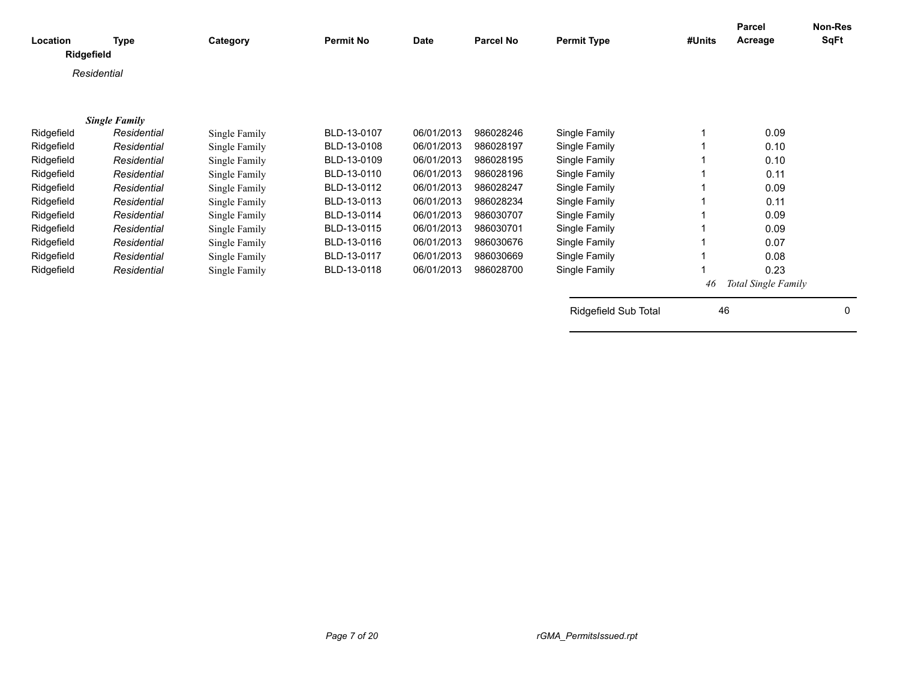| Location | Type | Category | Permit No | Date | Parcel No | Permit Type | #Units | Parcel Acreage | Non-Res SqFt |
|---|---|---|---|---|---|---|---|---|---|
| **Ridgefield** | | | | | | | | | |
| *Residential* | | | | | | | | | |
| ***Single Family*** | | | | | | | | | |
| Ridgefield | *Residential* | Single Family | BLD-13-0107 | 06/01/2013 | 986028246 | Single Family | 1 | 0.09 | |
| Ridgefield | *Residential* | Single Family | BLD-13-0108 | 06/01/2013 | 986028197 | Single Family | 1 | 0.10 | |
| Ridgefield | *Residential* | Single Family | BLD-13-0109 | 06/01/2013 | 986028195 | Single Family | 1 | 0.10 | |
| Ridgefield | *Residential* | Single Family | BLD-13-0110 | 06/01/2013 | 986028196 | Single Family | 1 | 0.11 | |
| Ridgefield | *Residential* | Single Family | BLD-13-0112 | 06/01/2013 | 986028247 | Single Family | 1 | 0.09 | |
| Ridgefield | *Residential* | Single Family | BLD-13-0113 | 06/01/2013 | 986028234 | Single Family | 1 | 0.11 | |
| Ridgefield | *Residential* | Single Family | BLD-13-0114 | 06/01/2013 | 986030707 | Single Family | 1 | 0.09 | |
| Ridgefield | *Residential* | Single Family | BLD-13-0115 | 06/01/2013 | 986030701 | Single Family | 1 | 0.09 | |
| Ridgefield | *Residential* | Single Family | BLD-13-0116 | 06/01/2013 | 986030676 | Single Family | 1 | 0.07 | |
| Ridgefield | *Residential* | Single Family | BLD-13-0117 | 06/01/2013 | 986030669 | Single Family | 1 | 0.08 | |
| Ridgefield | *Residential* | Single Family | BLD-13-0118 | 06/01/2013 | 986028700 | Single Family | 1 | 0.23 | |
| | | | | | | | *46* | *Total Single Family* | |
| | | | | | | Ridgefield Sub Total | 46 | | 0 |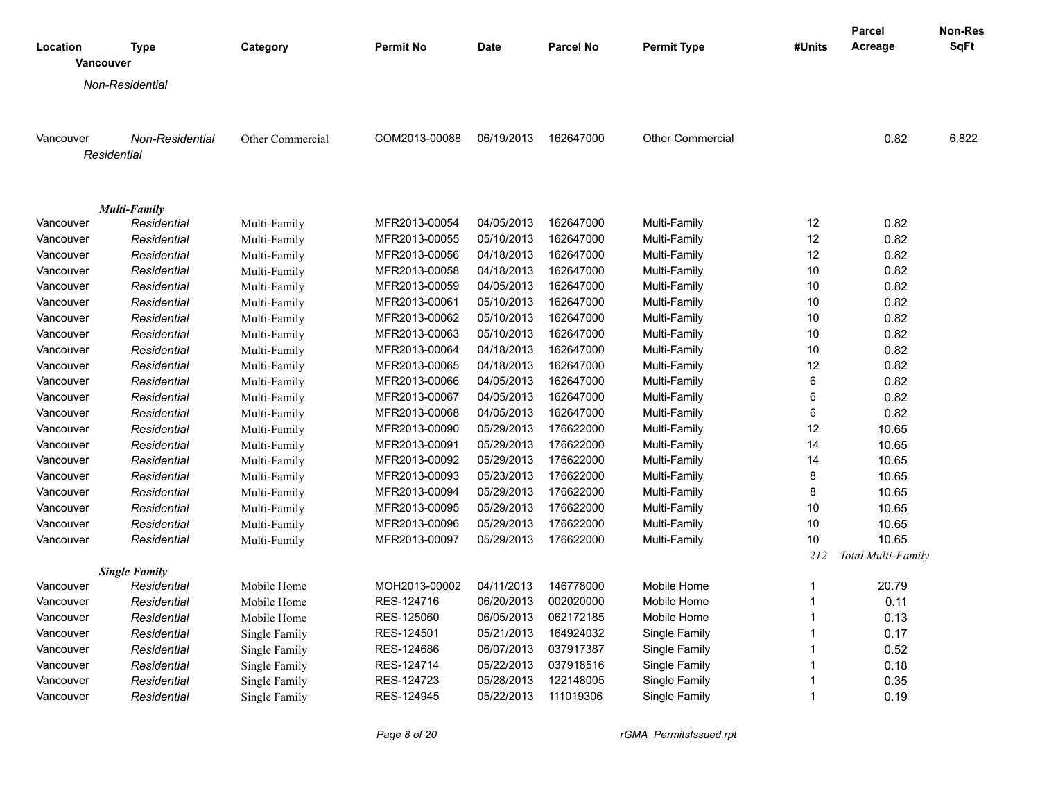| Location | Type | Category | Permit No | Date | Parcel No | Permit Type | #Units | Parcel Acreage | Non-Res SqFt |
|---|---|---|---|---|---|---|---|---|---|
| **Vancouver** | | | | | | | | | |
| *Non-Residential* | | | | | | | | | |
| Vancouver | *Non-Residential* | Other Commercial | COM2013-00088 | 06/19/2013 | 162647000 | Other Commercial | | 0.82 | 6,822 |
| *Residential* | | | | | | | | | |
| ***Multi-Family*** | | | | | | | | | |
| Vancouver | *Residential* | Multi-Family | MFR2013-00054 | 04/05/2013 | 162647000 | Multi-Family | 12 | 0.82 | |
| Vancouver | *Residential* | Multi-Family | MFR2013-00055 | 05/10/2013 | 162647000 | Multi-Family | 12 | 0.82 | |
| Vancouver | *Residential* | Multi-Family | MFR2013-00056 | 04/18/2013 | 162647000 | Multi-Family | 12 | 0.82 | |
| Vancouver | *Residential* | Multi-Family | MFR2013-00058 | 04/18/2013 | 162647000 | Multi-Family | 10 | 0.82 | |
| Vancouver | *Residential* | Multi-Family | MFR2013-00059 | 04/05/2013 | 162647000 | Multi-Family | 10 | 0.82 | |
| Vancouver | *Residential* | Multi-Family | MFR2013-00061 | 05/10/2013 | 162647000 | Multi-Family | 10 | 0.82 | |
| Vancouver | *Residential* | Multi-Family | MFR2013-00062 | 05/10/2013 | 162647000 | Multi-Family | 10 | 0.82 | |
| Vancouver | *Residential* | Multi-Family | MFR2013-00063 | 05/10/2013 | 162647000 | Multi-Family | 10 | 0.82 | |
| Vancouver | *Residential* | Multi-Family | MFR2013-00064 | 04/18/2013 | 162647000 | Multi-Family | 10 | 0.82 | |
| Vancouver | *Residential* | Multi-Family | MFR2013-00065 | 04/18/2013 | 162647000 | Multi-Family | 12 | 0.82 | |
| Vancouver | *Residential* | Multi-Family | MFR2013-00066 | 04/05/2013 | 162647000 | Multi-Family | 6 | 0.82 | |
| Vancouver | *Residential* | Multi-Family | MFR2013-00067 | 04/05/2013 | 162647000 | Multi-Family | 6 | 0.82 | |
| Vancouver | *Residential* | Multi-Family | MFR2013-00068 | 04/05/2013 | 162647000 | Multi-Family | 6 | 0.82 | |
| Vancouver | *Residential* | Multi-Family | MFR2013-00090 | 05/29/2013 | 176622000 | Multi-Family | 12 | 10.65 | |
| Vancouver | *Residential* | Multi-Family | MFR2013-00091 | 05/29/2013 | 176622000 | Multi-Family | 14 | 10.65 | |
| Vancouver | *Residential* | Multi-Family | MFR2013-00092 | 05/29/2013 | 176622000 | Multi-Family | 14 | 10.65 | |
| Vancouver | *Residential* | Multi-Family | MFR2013-00093 | 05/23/2013 | 176622000 | Multi-Family | 8 | 10.65 | |
| Vancouver | *Residential* | Multi-Family | MFR2013-00094 | 05/29/2013 | 176622000 | Multi-Family | 8 | 10.65 | |
| Vancouver | *Residential* | Multi-Family | MFR2013-00095 | 05/29/2013 | 176622000 | Multi-Family | 10 | 10.65 | |
| Vancouver | *Residential* | Multi-Family | MFR2013-00096 | 05/29/2013 | 176622000 | Multi-Family | 10 | 10.65 | |
| Vancouver | *Residential* | Multi-Family | MFR2013-00097 | 05/29/2013 | 176622000 | Multi-Family | 10 | 10.65 | |
| | | | | | | | *212* | *Total Multi-Family* | |
| ***Single Family*** | | | | | | | | | |
| Vancouver | *Residential* | Mobile Home | MOH2013-00002 | 04/11/2013 | 146778000 | Mobile Home | 1 | 20.79 | |
| Vancouver | *Residential* | Mobile Home | RES-124716 | 06/20/2013 | 002020000 | Mobile Home | 1 | 0.11 | |
| Vancouver | *Residential* | Mobile Home | RES-125060 | 06/05/2013 | 062172185 | Mobile Home | 1 | 0.13 | |
| Vancouver | *Residential* | Single Family | RES-124501 | 05/21/2013 | 164924032 | Single Family | 1 | 0.17 | |
| Vancouver | *Residential* | Single Family | RES-124686 | 06/07/2013 | 037917387 | Single Family | 1 | 0.52 | |
| Vancouver | *Residential* | Single Family | RES-124714 | 05/22/2013 | 037918516 | Single Family | 1 | 0.18 | |
| Vancouver | *Residential* | Single Family | RES-124723 | 05/28/2013 | 122148005 | Single Family | 1 | 0.35 | |
| Vancouver | *Residential* | Single Family | RES-124945 | 05/22/2013 | 111019306 | Single Family | 1 | 0.19 | |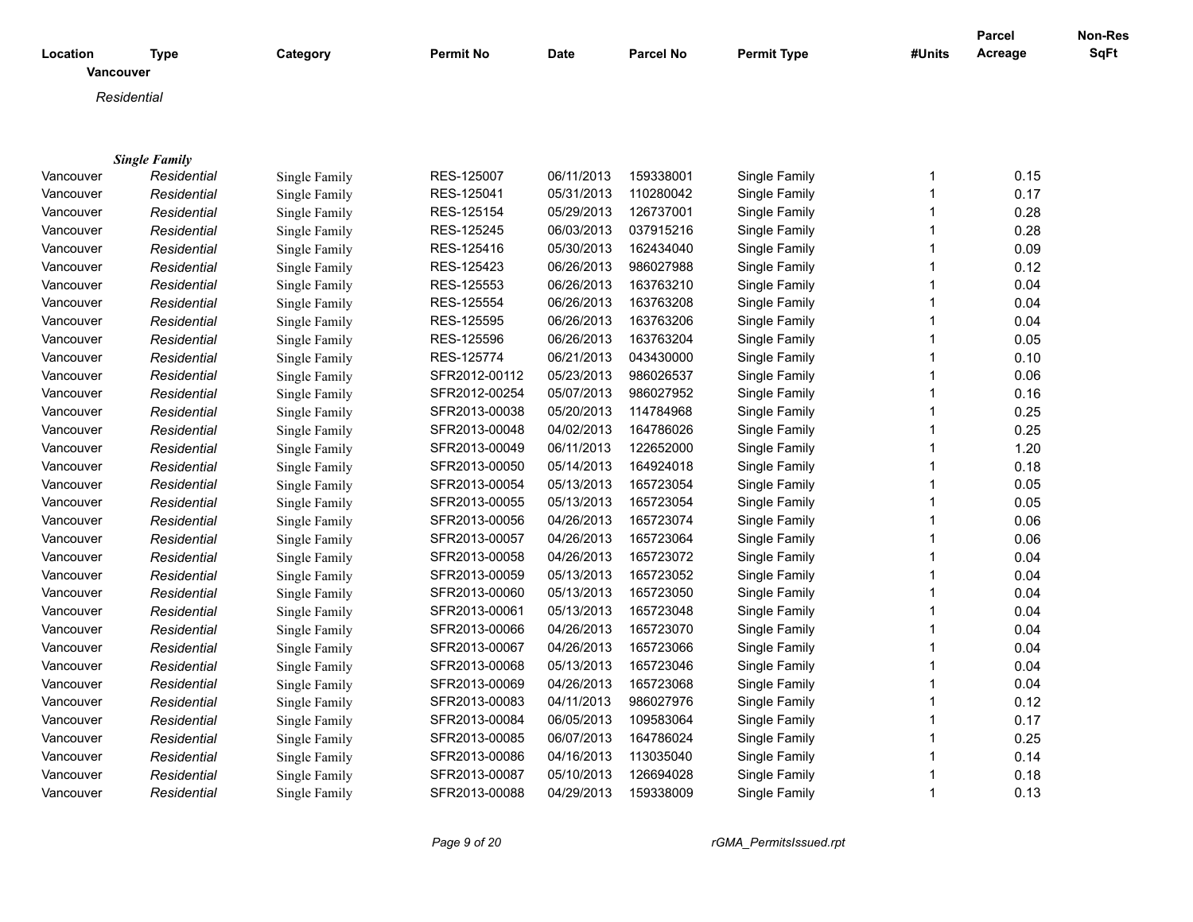| Location | Type | Category | Permit No | Date | Parcel No | Permit Type | #Units | Parcel Acreage | Non-Res SqFt |
|---|---|---|---|---|---|---|---|---|---|
| **Vancouver** | | | | | | | | | |
| *Residential* | | | | | | | | | |
| ***Single Family*** | | | | | | | | | |
| Vancouver | *Residential* | Single Family | RES-125007 | 06/11/2013 | 159338001 | Single Family | 1 | 0.15 | |
| Vancouver | *Residential* | Single Family | RES-125041 | 05/31/2013 | 110280042 | Single Family | 1 | 0.17 | |
| Vancouver | *Residential* | Single Family | RES-125154 | 05/29/2013 | 126737001 | Single Family | 1 | 0.28 | |
| Vancouver | *Residential* | Single Family | RES-125245 | 06/03/2013 | 037915216 | Single Family | 1 | 0.28 | |
| Vancouver | *Residential* | Single Family | RES-125416 | 05/30/2013 | 162434040 | Single Family | 1 | 0.09 | |
| Vancouver | *Residential* | Single Family | RES-125423 | 06/26/2013 | 986027988 | Single Family | 1 | 0.12 | |
| Vancouver | *Residential* | Single Family | RES-125553 | 06/26/2013 | 163763210 | Single Family | 1 | 0.04 | |
| Vancouver | *Residential* | Single Family | RES-125554 | 06/26/2013 | 163763208 | Single Family | 1 | 0.04 | |
| Vancouver | *Residential* | Single Family | RES-125595 | 06/26/2013 | 163763206 | Single Family | 1 | 0.04 | |
| Vancouver | *Residential* | Single Family | RES-125596 | 06/26/2013 | 163763204 | Single Family | 1 | 0.05 | |
| Vancouver | *Residential* | Single Family | RES-125774 | 06/21/2013 | 043430000 | Single Family | 1 | 0.10 | |
| Vancouver | *Residential* | Single Family | SFR2012-00112 | 05/23/2013 | 986026537 | Single Family | 1 | 0.06 | |
| Vancouver | *Residential* | Single Family | SFR2012-00254 | 05/07/2013 | 986027952 | Single Family | 1 | 0.16 | |
| Vancouver | *Residential* | Single Family | SFR2013-00038 | 05/20/2013 | 114784968 | Single Family | 1 | 0.25 | |
| Vancouver | *Residential* | Single Family | SFR2013-00048 | 04/02/2013 | 164786026 | Single Family | 1 | 0.25 | |
| Vancouver | *Residential* | Single Family | SFR2013-00049 | 06/11/2013 | 122652000 | Single Family | 1 | 1.20 | |
| Vancouver | *Residential* | Single Family | SFR2013-00050 | 05/14/2013 | 164924018 | Single Family | 1 | 0.18 | |
| Vancouver | *Residential* | Single Family | SFR2013-00054 | 05/13/2013 | 165723054 | Single Family | 1 | 0.05 | |
| Vancouver | *Residential* | Single Family | SFR2013-00055 | 05/13/2013 | 165723054 | Single Family | 1 | 0.05 | |
| Vancouver | *Residential* | Single Family | SFR2013-00056 | 04/26/2013 | 165723074 | Single Family | 1 | 0.06 | |
| Vancouver | *Residential* | Single Family | SFR2013-00057 | 04/26/2013 | 165723064 | Single Family | 1 | 0.06 | |
| Vancouver | *Residential* | Single Family | SFR2013-00058 | 04/26/2013 | 165723072 | Single Family | 1 | 0.04 | |
| Vancouver | *Residential* | Single Family | SFR2013-00059 | 05/13/2013 | 165723052 | Single Family | 1 | 0.04 | |
| Vancouver | *Residential* | Single Family | SFR2013-00060 | 05/13/2013 | 165723050 | Single Family | 1 | 0.04 | |
| Vancouver | *Residential* | Single Family | SFR2013-00061 | 05/13/2013 | 165723048 | Single Family | 1 | 0.04 | |
| Vancouver | *Residential* | Single Family | SFR2013-00066 | 04/26/2013 | 165723070 | Single Family | 1 | 0.04 | |
| Vancouver | *Residential* | Single Family | SFR2013-00067 | 04/26/2013 | 165723066 | Single Family | 1 | 0.04 | |
| Vancouver | *Residential* | Single Family | SFR2013-00068 | 05/13/2013 | 165723046 | Single Family | 1 | 0.04 | |
| Vancouver | *Residential* | Single Family | SFR2013-00069 | 04/26/2013 | 165723068 | Single Family | 1 | 0.04 | |
| Vancouver | *Residential* | Single Family | SFR2013-00083 | 04/11/2013 | 986027976 | Single Family | 1 | 0.12 | |
| Vancouver | *Residential* | Single Family | SFR2013-00084 | 06/05/2013 | 109583064 | Single Family | 1 | 0.17 | |
| Vancouver | *Residential* | Single Family | SFR2013-00085 | 06/07/2013 | 164786024 | Single Family | 1 | 0.25 | |
| Vancouver | *Residential* | Single Family | SFR2013-00086 | 04/16/2013 | 113035040 | Single Family | 1 | 0.14 | |
| Vancouver | *Residential* | Single Family | SFR2013-00087 | 05/10/2013 | 126694028 | Single Family | 1 | 0.18 | |
| Vancouver | *Residential* | Single Family | SFR2013-00088 | 04/29/2013 | 159338009 | Single Family | 1 | 0.13 | |

rGMA_PermitsIssued.rpt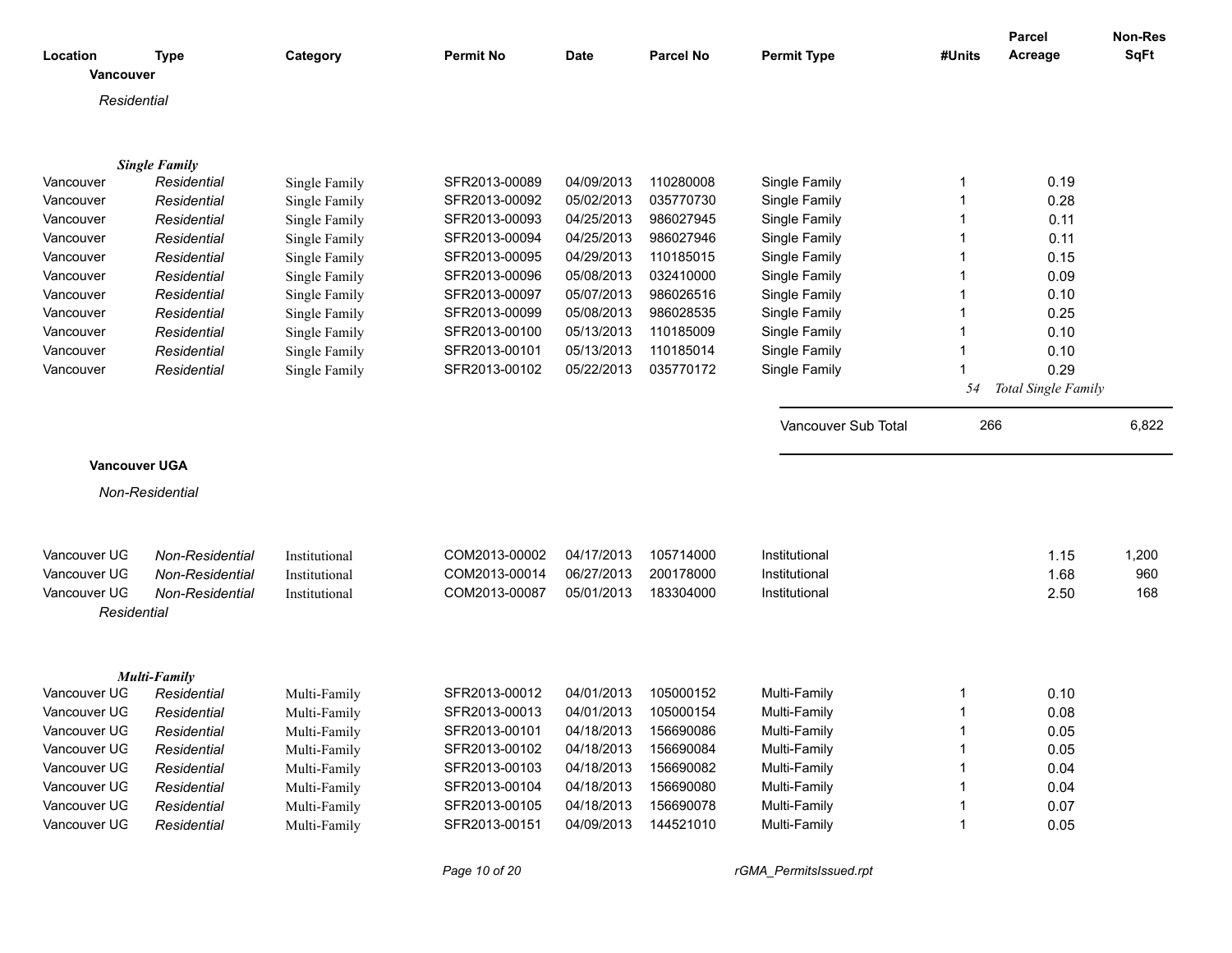| Location | Type | Category | Permit No | Date | Parcel No | Permit Type | #Units | Parcel Acreage | Non-Res SqFt |
|---|---|---|---|---|---|---|---|---|---|
| **Vancouver** | | | | | | | | | |
| *Residential* | | | | | | | | | |
| ***Single Family*** | | | | | | | | | |
| Vancouver | *Residential* | Single Family | SFR2013-00089 | 04/09/2013 | 110280008 | Single Family | 1 | 0.19 | |
| Vancouver | *Residential* | Single Family | SFR2013-00092 | 05/02/2013 | 035770730 | Single Family | 1 | 0.28 | |
| Vancouver | *Residential* | Single Family | SFR2013-00093 | 04/25/2013 | 986027945 | Single Family | 1 | 0.11 | |
| Vancouver | *Residential* | Single Family | SFR2013-00094 | 04/25/2013 | 986027946 | Single Family | 1 | 0.11 | |
| Vancouver | *Residential* | Single Family | SFR2013-00095 | 04/29/2013 | 110185015 | Single Family | 1 | 0.15 | |
| Vancouver | *Residential* | Single Family | SFR2013-00096 | 05/08/2013 | 032410000 | Single Family | 1 | 0.09 | |
| Vancouver | *Residential* | Single Family | SFR2013-00097 | 05/07/2013 | 986026516 | Single Family | 1 | 0.10 | |
| Vancouver | *Residential* | Single Family | SFR2013-00099 | 05/08/2013 | 986028535 | Single Family | 1 | 0.25 | |
| Vancouver | *Residential* | Single Family | SFR2013-00100 | 05/13/2013 | 110185009 | Single Family | 1 | 0.10 | |
| Vancouver | *Residential* | Single Family | SFR2013-00101 | 05/13/2013 | 110185014 | Single Family | 1 | 0.10 | |
| Vancouver | *Residential* | Single Family | SFR2013-00102 | 05/22/2013 | 035770172 | Single Family | 1 | 0.29 | |
| | | | | | | | *54* | *Total Single Family* | |
| | | | | | | Vancouver Sub Total | 266 | | 6,822 |
| **Vancouver UGA** | | | | | | | | | |
| *Non-Residential* | | | | | | | | | |
| Vancouver UG | *Non-Residential* | Institutional | COM2013-00002 | 04/17/2013 | 105714000 | Institutional | | 1.15 | 1,200 |
| Vancouver UG | *Non-Residential* | Institutional | COM2013-00014 | 06/27/2013 | 200178000 | Institutional | | 1.68 | 960 |
| Vancouver UG | *Non-Residential* | Institutional | COM2013-00087 | 05/01/2013 | 183304000 | Institutional | | 2.50 | 168 |
| *Residential* | | | | | | | | | |
| ***Multi-Family*** | | | | | | | | | |
| Vancouver UG | *Residential* | Multi-Family | SFR2013-00012 | 04/01/2013 | 105000152 | Multi-Family | 1 | 0.10 | |
| Vancouver UG | *Residential* | Multi-Family | SFR2013-00013 | 04/01/2013 | 105000154 | Multi-Family | 1 | 0.08 | |
| Vancouver UG | *Residential* | Multi-Family | SFR2013-00101 | 04/18/2013 | 156690086 | Multi-Family | 1 | 0.05 | |
| Vancouver UG | *Residential* | Multi-Family | SFR2013-00102 | 04/18/2013 | 156690084 | Multi-Family | 1 | 0.05 | |
| Vancouver UG | *Residential* | Multi-Family | SFR2013-00103 | 04/18/2013 | 156690082 | Multi-Family | 1 | 0.04 | |
| Vancouver UG | *Residential* | Multi-Family | SFR2013-00104 | 04/18/2013 | 156690080 | Multi-Family | 1 | 0.04 | |
| Vancouver UG | *Residential* | Multi-Family | SFR2013-00105 | 04/18/2013 | 156690078 | Multi-Family | 1 | 0.07 | |
| Vancouver UG | *Residential* | Multi-Family | SFR2013-00151 | 04/09/2013 | 144521010 | Multi-Family | 1 | 0.05 | |

rGMA_PermitsIssued.rpt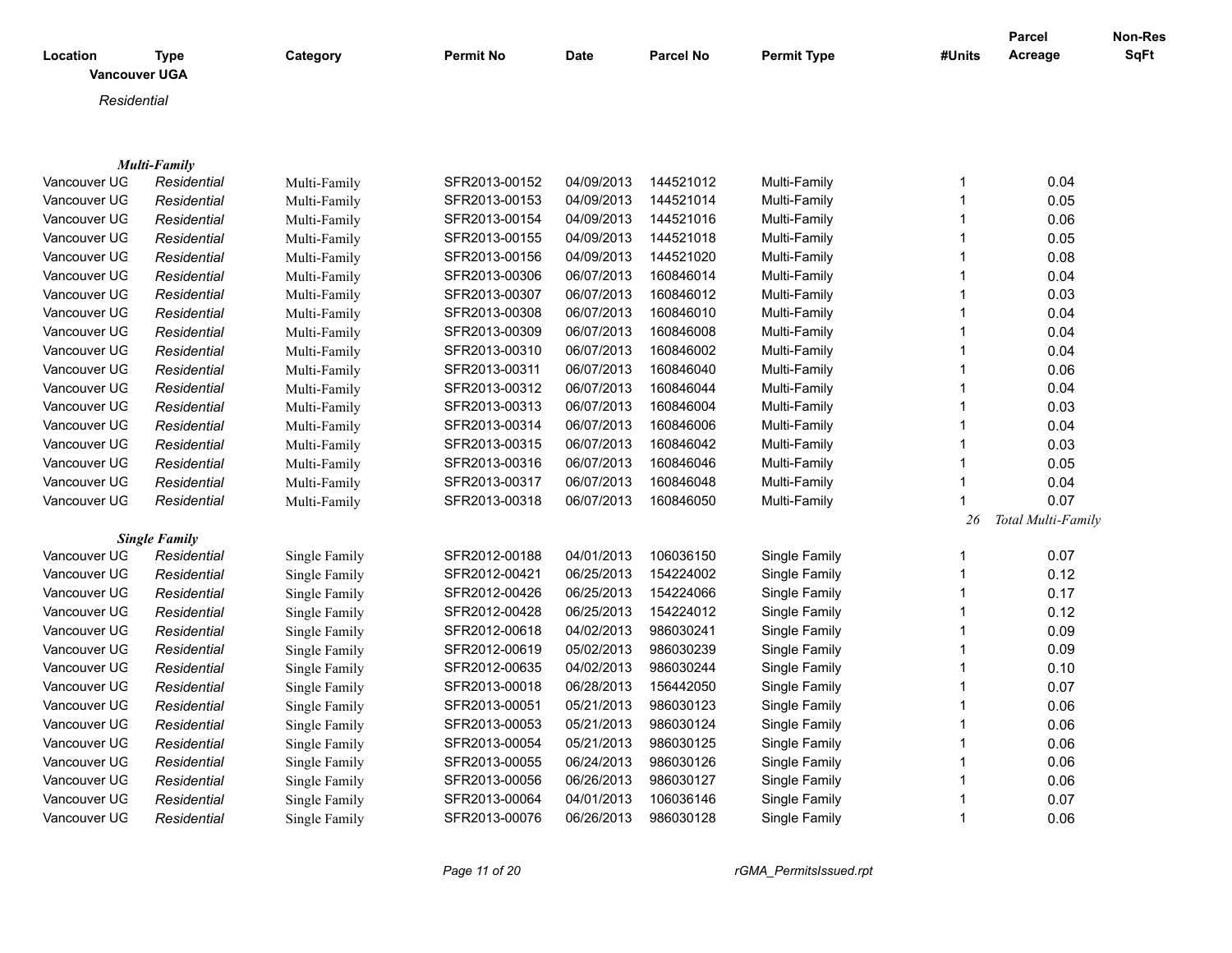| Location | Type | Category | Permit No | Date | Parcel No | Permit Type | #Units | Parcel Acreage | Non-Res SqFt |
|---|---|---|---|---|---|---|---|---|---|
| **Vancouver UGA** | | | | | | | | | |
| *Residential* | | | | | | | | | |
| ***Multi-Family*** | | | | | | | | | |
| Vancouver UG | *Residential* | Multi-Family | SFR2013-00152 | 04/09/2013 | 144521012 | Multi-Family | 1 | 0.04 | |
| Vancouver UG | *Residential* | Multi-Family | SFR2013-00153 | 04/09/2013 | 144521014 | Multi-Family | 1 | 0.05 | |
| Vancouver UG | *Residential* | Multi-Family | SFR2013-00154 | 04/09/2013 | 144521016 | Multi-Family | 1 | 0.06 | |
| Vancouver UG | *Residential* | Multi-Family | SFR2013-00155 | 04/09/2013 | 144521018 | Multi-Family | 1 | 0.05 | |
| Vancouver UG | *Residential* | Multi-Family | SFR2013-00156 | 04/09/2013 | 144521020 | Multi-Family | 1 | 0.08 | |
| Vancouver UG | *Residential* | Multi-Family | SFR2013-00306 | 06/07/2013 | 160846014 | Multi-Family | 1 | 0.04 | |
| Vancouver UG | *Residential* | Multi-Family | SFR2013-00307 | 06/07/2013 | 160846012 | Multi-Family | 1 | 0.03 | |
| Vancouver UG | *Residential* | Multi-Family | SFR2013-00308 | 06/07/2013 | 160846010 | Multi-Family | 1 | 0.04 | |
| Vancouver UG | *Residential* | Multi-Family | SFR2013-00309 | 06/07/2013 | 160846008 | Multi-Family | 1 | 0.04 | |
| Vancouver UG | *Residential* | Multi-Family | SFR2013-00310 | 06/07/2013 | 160846002 | Multi-Family | 1 | 0.04 | |
| Vancouver UG | *Residential* | Multi-Family | SFR2013-00311 | 06/07/2013 | 160846040 | Multi-Family | 1 | 0.06 | |
| Vancouver UG | *Residential* | Multi-Family | SFR2013-00312 | 06/07/2013 | 160846044 | Multi-Family | 1 | 0.04 | |
| Vancouver UG | *Residential* | Multi-Family | SFR2013-00313 | 06/07/2013 | 160846004 | Multi-Family | 1 | 0.03 | |
| Vancouver UG | *Residential* | Multi-Family | SFR2013-00314 | 06/07/2013 | 160846006 | Multi-Family | 1 | 0.04 | |
| Vancouver UG | *Residential* | Multi-Family | SFR2013-00315 | 06/07/2013 | 160846042 | Multi-Family | 1 | 0.03 | |
| Vancouver UG | *Residential* | Multi-Family | SFR2013-00316 | 06/07/2013 | 160846046 | Multi-Family | 1 | 0.05 | |
| Vancouver UG | *Residential* | Multi-Family | SFR2013-00317 | 06/07/2013 | 160846048 | Multi-Family | 1 | 0.04 | |
| Vancouver UG | *Residential* | Multi-Family | SFR2013-00318 | 06/07/2013 | 160846050 | Multi-Family | 1 | 0.07 | |
| | | | | | | | *26* | *Total Multi-Family* | |
| ***Single Family*** | | | | | | | | | |
| Vancouver UG | *Residential* | Single Family | SFR2012-00188 | 04/01/2013 | 106036150 | Single Family | 1 | 0.07 | |
| Vancouver UG | *Residential* | Single Family | SFR2012-00421 | 06/25/2013 | 154224002 | Single Family | 1 | 0.12 | |
| Vancouver UG | *Residential* | Single Family | SFR2012-00426 | 06/25/2013 | 154224066 | Single Family | 1 | 0.17 | |
| Vancouver UG | *Residential* | Single Family | SFR2012-00428 | 06/25/2013 | 154224012 | Single Family | 1 | 0.12 | |
| Vancouver UG | *Residential* | Single Family | SFR2012-00618 | 04/02/2013 | 986030241 | Single Family | 1 | 0.09 | |
| Vancouver UG | *Residential* | Single Family | SFR2012-00619 | 05/02/2013 | 986030239 | Single Family | 1 | 0.09 | |
| Vancouver UG | *Residential* | Single Family | SFR2012-00635 | 04/02/2013 | 986030244 | Single Family | 1 | 0.10 | |
| Vancouver UG | *Residential* | Single Family | SFR2013-00018 | 06/28/2013 | 156442050 | Single Family | 1 | 0.07 | |
| Vancouver UG | *Residential* | Single Family | SFR2013-00051 | 05/21/2013 | 986030123 | Single Family | 1 | 0.06 | |
| Vancouver UG | *Residential* | Single Family | SFR2013-00053 | 05/21/2013 | 986030124 | Single Family | 1 | 0.06 | |
| Vancouver UG | *Residential* | Single Family | SFR2013-00054 | 05/21/2013 | 986030125 | Single Family | 1 | 0.06 | |
| Vancouver UG | *Residential* | Single Family | SFR2013-00055 | 06/24/2013 | 986030126 | Single Family | 1 | 0.06 | |
| Vancouver UG | *Residential* | Single Family | SFR2013-00056 | 06/26/2013 | 986030127 | Single Family | 1 | 0.06 | |
| Vancouver UG | *Residential* | Single Family | SFR2013-00064 | 04/01/2013 | 106036146 | Single Family | 1 | 0.07 | |
| Vancouver UG | *Residential* | Single Family | SFR2013-00076 | 06/26/2013 | 986030128 | Single Family | 1 | 0.06 | |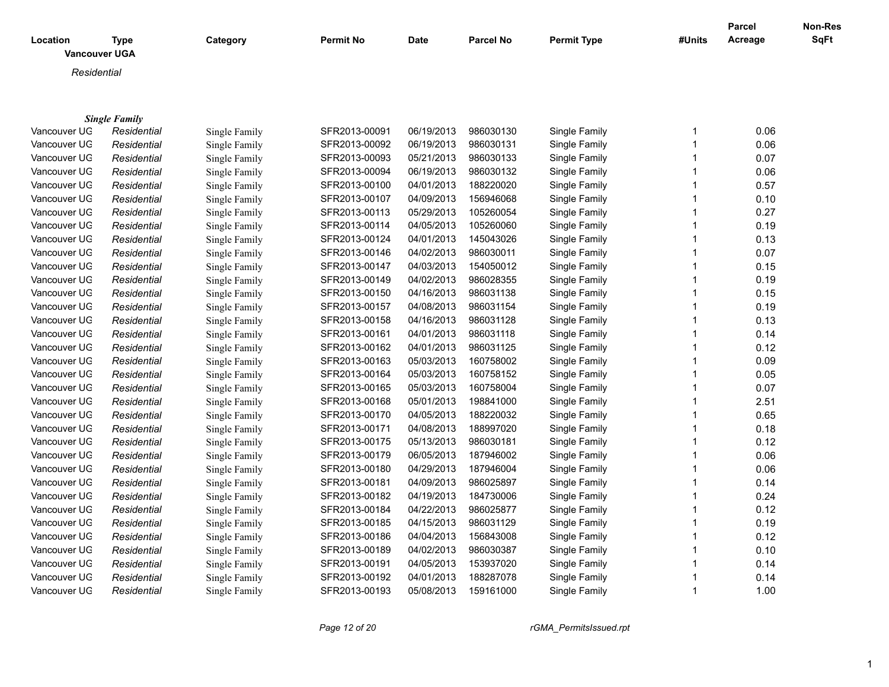| Location | Type | Category | Permit No | Date | Parcel No | Permit Type | #Units | Parcel Acreage | Non-Res SqFt |
|---|---|---|---|---|---|---|---|---|---|

**Vancouver UGA**

*Residential*

***Single Family***

| Location | Type | Category | Permit No | Date | Parcel No | Permit Type | #Units | Parcel Acreage | Non-Res SqFt |
|---|---|---|---|---|---|---|---|---|---|
| Vancouver UG | *Residential* | Single Family | SFR2013-00091 | 06/19/2013 | 986030130 | Single Family | 1 | 0.06 | |
| Vancouver UG | *Residential* | Single Family | SFR2013-00092 | 06/19/2013 | 986030131 | Single Family | 1 | 0.06 | |
| Vancouver UG | *Residential* | Single Family | SFR2013-00093 | 05/21/2013 | 986030133 | Single Family | 1 | 0.07 | |
| Vancouver UG | *Residential* | Single Family | SFR2013-00094 | 06/19/2013 | 986030132 | Single Family | 1 | 0.06 | |
| Vancouver UG | *Residential* | Single Family | SFR2013-00100 | 04/01/2013 | 188220020 | Single Family | 1 | 0.57 | |
| Vancouver UG | *Residential* | Single Family | SFR2013-00107 | 04/09/2013 | 156946068 | Single Family | 1 | 0.10 | |
| Vancouver UG | *Residential* | Single Family | SFR2013-00113 | 05/29/2013 | 105260054 | Single Family | 1 | 0.27 | |
| Vancouver UG | *Residential* | Single Family | SFR2013-00114 | 04/05/2013 | 105260060 | Single Family | 1 | 0.19 | |
| Vancouver UG | *Residential* | Single Family | SFR2013-00124 | 04/01/2013 | 145043026 | Single Family | 1 | 0.13 | |
| Vancouver UG | *Residential* | Single Family | SFR2013-00146 | 04/02/2013 | 986030011 | Single Family | 1 | 0.07 | |
| Vancouver UG | *Residential* | Single Family | SFR2013-00147 | 04/03/2013 | 154050012 | Single Family | 1 | 0.15 | |
| Vancouver UG | *Residential* | Single Family | SFR2013-00149 | 04/02/2013 | 986028355 | Single Family | 1 | 0.19 | |
| Vancouver UG | *Residential* | Single Family | SFR2013-00150 | 04/16/2013 | 986031138 | Single Family | 1 | 0.15 | |
| Vancouver UG | *Residential* | Single Family | SFR2013-00157 | 04/08/2013 | 986031154 | Single Family | 1 | 0.19 | |
| Vancouver UG | *Residential* | Single Family | SFR2013-00158 | 04/16/2013 | 986031128 | Single Family | 1 | 0.13 | |
| Vancouver UG | *Residential* | Single Family | SFR2013-00161 | 04/01/2013 | 986031118 | Single Family | 1 | 0.14 | |
| Vancouver UG | *Residential* | Single Family | SFR2013-00162 | 04/01/2013 | 986031125 | Single Family | 1 | 0.12 | |
| Vancouver UG | *Residential* | Single Family | SFR2013-00163 | 05/03/2013 | 160758002 | Single Family | 1 | 0.09 | |
| Vancouver UG | *Residential* | Single Family | SFR2013-00164 | 05/03/2013 | 160758152 | Single Family | 1 | 0.05 | |
| Vancouver UG | *Residential* | Single Family | SFR2013-00165 | 05/03/2013 | 160758004 | Single Family | 1 | 0.07 | |
| Vancouver UG | *Residential* | Single Family | SFR2013-00168 | 05/01/2013 | 198841000 | Single Family | 1 | 2.51 | |
| Vancouver UG | *Residential* | Single Family | SFR2013-00170 | 04/05/2013 | 188220032 | Single Family | 1 | 0.65 | |
| Vancouver UG | *Residential* | Single Family | SFR2013-00171 | 04/08/2013 | 188997020 | Single Family | 1 | 0.18 | |
| Vancouver UG | *Residential* | Single Family | SFR2013-00175 | 05/13/2013 | 986030181 | Single Family | 1 | 0.12 | |
| Vancouver UG | *Residential* | Single Family | SFR2013-00179 | 06/05/2013 | 187946002 | Single Family | 1 | 0.06 | |
| Vancouver UG | *Residential* | Single Family | SFR2013-00180 | 04/29/2013 | 187946004 | Single Family | 1 | 0.06 | |
| Vancouver UG | *Residential* | Single Family | SFR2013-00181 | 04/09/2013 | 986025897 | Single Family | 1 | 0.14 | |
| Vancouver UG | *Residential* | Single Family | SFR2013-00182 | 04/19/2013 | 184730006 | Single Family | 1 | 0.24 | |
| Vancouver UG | *Residential* | Single Family | SFR2013-00184 | 04/22/2013 | 986025877 | Single Family | 1 | 0.12 | |
| Vancouver UG | *Residential* | Single Family | SFR2013-00185 | 04/15/2013 | 986031129 | Single Family | 1 | 0.19 | |
| Vancouver UG | *Residential* | Single Family | SFR2013-00186 | 04/04/2013 | 156843008 | Single Family | 1 | 0.12 | |
| Vancouver UG | *Residential* | Single Family | SFR2013-00189 | 04/02/2013 | 986030387 | Single Family | 1 | 0.10 | |
| Vancouver UG | *Residential* | Single Family | SFR2013-00191 | 04/05/2013 | 153937020 | Single Family | 1 | 0.14 | |
| Vancouver UG | *Residential* | Single Family | SFR2013-00192 | 04/01/2013 | 188287078 | Single Family | 1 | 0.14 | |
| Vancouver UG | *Residential* | Single Family | SFR2013-00193 | 05/08/2013 | 159161000 | Single Family | 1 | 1.00 | |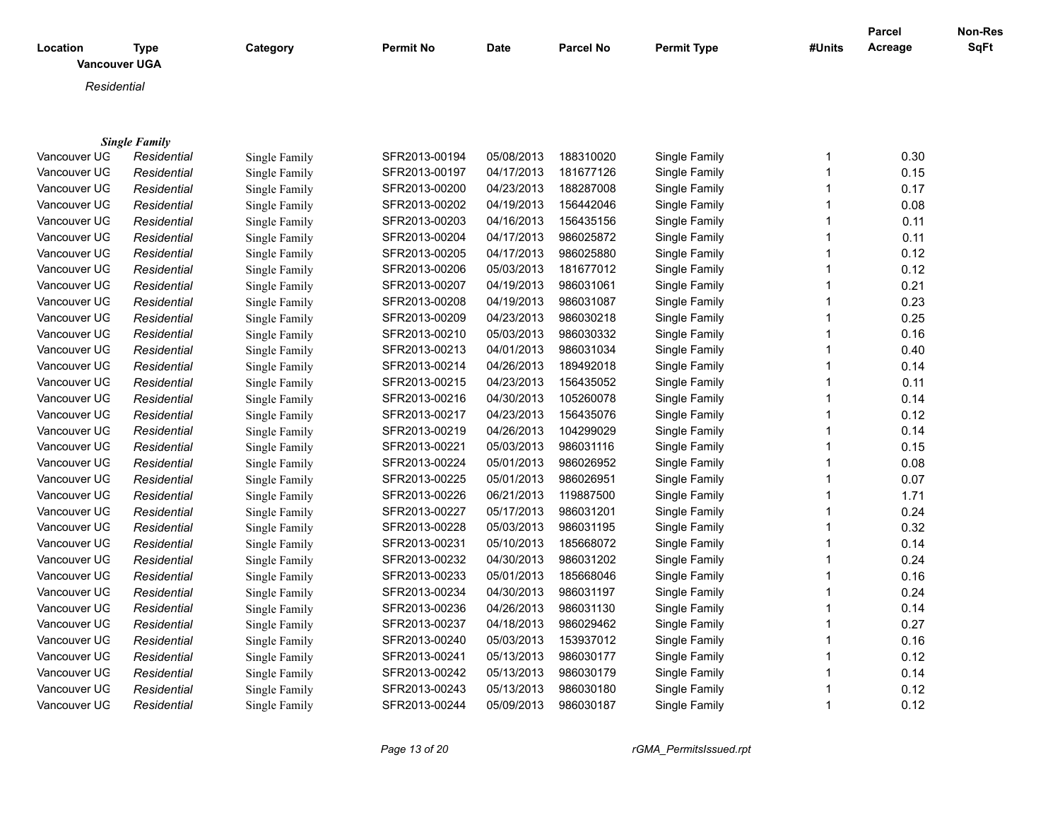| Location | Type | Category | Permit No | Date | Parcel No | Permit Type | #Units | Parcel Acreage | Non-Res SqFt |
|---|---|---|---|---|---|---|---|---|---|
| **Vancouver UGA** | | | | | | | | | |
| *Residential* | | | | | | | | | |
| ***Single Family*** | | | | | | | | | |
| Vancouver UG | *Residential* | Single Family | SFR2013-00194 | 05/08/2013 | 188310020 | Single Family | 1 | 0.30 | |
| Vancouver UG | *Residential* | Single Family | SFR2013-00197 | 04/17/2013 | 181677126 | Single Family | 1 | 0.15 | |
| Vancouver UG | *Residential* | Single Family | SFR2013-00200 | 04/23/2013 | 188287008 | Single Family | 1 | 0.17 | |
| Vancouver UG | *Residential* | Single Family | SFR2013-00202 | 04/19/2013 | 156442046 | Single Family | 1 | 0.08 | |
| Vancouver UG | *Residential* | Single Family | SFR2013-00203 | 04/16/2013 | 156435156 | Single Family | 1 | 0.11 | |
| Vancouver UG | *Residential* | Single Family | SFR2013-00204 | 04/17/2013 | 986025872 | Single Family | 1 | 0.11 | |
| Vancouver UG | *Residential* | Single Family | SFR2013-00205 | 04/17/2013 | 986025880 | Single Family | 1 | 0.12 | |
| Vancouver UG | *Residential* | Single Family | SFR2013-00206 | 05/03/2013 | 181677012 | Single Family | 1 | 0.12 | |
| Vancouver UG | *Residential* | Single Family | SFR2013-00207 | 04/19/2013 | 986031061 | Single Family | 1 | 0.21 | |
| Vancouver UG | *Residential* | Single Family | SFR2013-00208 | 04/19/2013 | 986031087 | Single Family | 1 | 0.23 | |
| Vancouver UG | *Residential* | Single Family | SFR2013-00209 | 04/23/2013 | 986030218 | Single Family | 1 | 0.25 | |
| Vancouver UG | *Residential* | Single Family | SFR2013-00210 | 05/03/2013 | 986030332 | Single Family | 1 | 0.16 | |
| Vancouver UG | *Residential* | Single Family | SFR2013-00213 | 04/01/2013 | 986031034 | Single Family | 1 | 0.40 | |
| Vancouver UG | *Residential* | Single Family | SFR2013-00214 | 04/26/2013 | 189492018 | Single Family | 1 | 0.14 | |
| Vancouver UG | *Residential* | Single Family | SFR2013-00215 | 04/23/2013 | 156435052 | Single Family | 1 | 0.11 | |
| Vancouver UG | *Residential* | Single Family | SFR2013-00216 | 04/30/2013 | 105260078 | Single Family | 1 | 0.14 | |
| Vancouver UG | *Residential* | Single Family | SFR2013-00217 | 04/23/2013 | 156435076 | Single Family | 1 | 0.12 | |
| Vancouver UG | *Residential* | Single Family | SFR2013-00219 | 04/26/2013 | 104299029 | Single Family | 1 | 0.14 | |
| Vancouver UG | *Residential* | Single Family | SFR2013-00221 | 05/03/2013 | 986031116 | Single Family | 1 | 0.15 | |
| Vancouver UG | *Residential* | Single Family | SFR2013-00224 | 05/01/2013 | 986026952 | Single Family | 1 | 0.08 | |
| Vancouver UG | *Residential* | Single Family | SFR2013-00225 | 05/01/2013 | 986026951 | Single Family | 1 | 0.07 | |
| Vancouver UG | *Residential* | Single Family | SFR2013-00226 | 06/21/2013 | 119887500 | Single Family | 1 | 1.71 | |
| Vancouver UG | *Residential* | Single Family | SFR2013-00227 | 05/17/2013 | 986031201 | Single Family | 1 | 0.24 | |
| Vancouver UG | *Residential* | Single Family | SFR2013-00228 | 05/03/2013 | 986031195 | Single Family | 1 | 0.32 | |
| Vancouver UG | *Residential* | Single Family | SFR2013-00231 | 05/10/2013 | 185668072 | Single Family | 1 | 0.14 | |
| Vancouver UG | *Residential* | Single Family | SFR2013-00232 | 04/30/2013 | 986031202 | Single Family | 1 | 0.24 | |
| Vancouver UG | *Residential* | Single Family | SFR2013-00233 | 05/01/2013 | 185668046 | Single Family | 1 | 0.16 | |
| Vancouver UG | *Residential* | Single Family | SFR2013-00234 | 04/30/2013 | 986031197 | Single Family | 1 | 0.24 | |
| Vancouver UG | *Residential* | Single Family | SFR2013-00236 | 04/26/2013 | 986031130 | Single Family | 1 | 0.14 | |
| Vancouver UG | *Residential* | Single Family | SFR2013-00237 | 04/18/2013 | 986029462 | Single Family | 1 | 0.27 | |
| Vancouver UG | *Residential* | Single Family | SFR2013-00240 | 05/03/2013 | 153937012 | Single Family | 1 | 0.16 | |
| Vancouver UG | *Residential* | Single Family | SFR2013-00241 | 05/13/2013 | 986030177 | Single Family | 1 | 0.12 | |
| Vancouver UG | *Residential* | Single Family | SFR2013-00242 | 05/13/2013 | 986030179 | Single Family | 1 | 0.14 | |
| Vancouver UG | *Residential* | Single Family | SFR2013-00243 | 05/13/2013 | 986030180 | Single Family | 1 | 0.12 | |
| Vancouver UG | *Residential* | Single Family | SFR2013-00244 | 05/09/2013 | 986030187 | Single Family | 1 | 0.12 | |

rGMA_PermitsIssued.rpt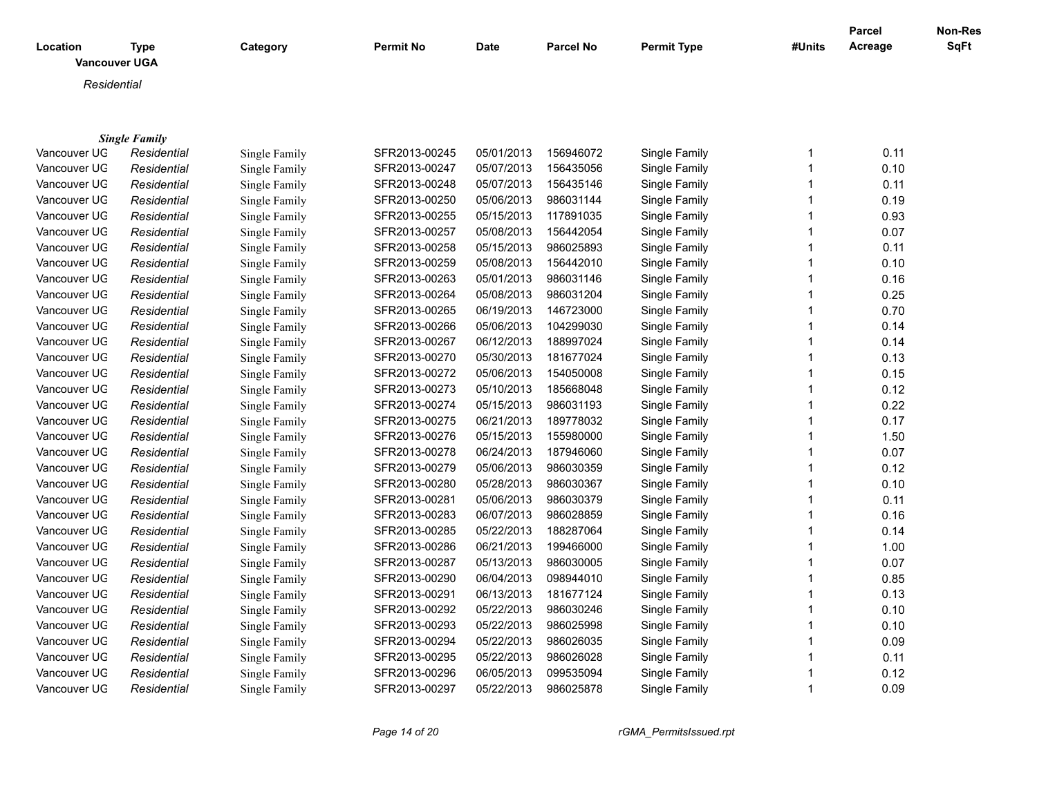| Location | Type | Category | Permit No | Date | Parcel No | Permit Type | #Units | Parcel Acreage | Non-Res SqFt |
|---|---|---|---|---|---|---|---|---|---|

**Vancouver UGA**

*Residential*

***Single Family***

| Location | Type | Category | Permit No | Date | Parcel No | Permit Type | #Units | Parcel Acreage | Non-Res SqFt |
|---|---|---|---|---|---|---|---|---|---|
| Vancouver UG | *Residential* | Single Family | SFR2013-00245 | 05/01/2013 | 156946072 | Single Family | 1 | 0.11 | |
| Vancouver UG | *Residential* | Single Family | SFR2013-00247 | 05/07/2013 | 156435056 | Single Family | 1 | 0.10 | |
| Vancouver UG | *Residential* | Single Family | SFR2013-00248 | 05/07/2013 | 156435146 | Single Family | 1 | 0.11 | |
| Vancouver UG | *Residential* | Single Family | SFR2013-00250 | 05/06/2013 | 986031144 | Single Family | 1 | 0.19 | |
| Vancouver UG | *Residential* | Single Family | SFR2013-00255 | 05/15/2013 | 117891035 | Single Family | 1 | 0.93 | |
| Vancouver UG | *Residential* | Single Family | SFR2013-00257 | 05/08/2013 | 156442054 | Single Family | 1 | 0.07 | |
| Vancouver UG | *Residential* | Single Family | SFR2013-00258 | 05/15/2013 | 986025893 | Single Family | 1 | 0.11 | |
| Vancouver UG | *Residential* | Single Family | SFR2013-00259 | 05/08/2013 | 156442010 | Single Family | 1 | 0.10 | |
| Vancouver UG | *Residential* | Single Family | SFR2013-00263 | 05/01/2013 | 986031146 | Single Family | 1 | 0.16 | |
| Vancouver UG | *Residential* | Single Family | SFR2013-00264 | 05/08/2013 | 986031204 | Single Family | 1 | 0.25 | |
| Vancouver UG | *Residential* | Single Family | SFR2013-00265 | 06/19/2013 | 146723000 | Single Family | 1 | 0.70 | |
| Vancouver UG | *Residential* | Single Family | SFR2013-00266 | 05/06/2013 | 104299030 | Single Family | 1 | 0.14 | |
| Vancouver UG | *Residential* | Single Family | SFR2013-00267 | 06/12/2013 | 188997024 | Single Family | 1 | 0.14 | |
| Vancouver UG | *Residential* | Single Family | SFR2013-00270 | 05/30/2013 | 181677024 | Single Family | 1 | 0.13 | |
| Vancouver UG | *Residential* | Single Family | SFR2013-00272 | 05/06/2013 | 154050008 | Single Family | 1 | 0.15 | |
| Vancouver UG | *Residential* | Single Family | SFR2013-00273 | 05/10/2013 | 185668048 | Single Family | 1 | 0.12 | |
| Vancouver UG | *Residential* | Single Family | SFR2013-00274 | 05/15/2013 | 986031193 | Single Family | 1 | 0.22 | |
| Vancouver UG | *Residential* | Single Family | SFR2013-00275 | 06/21/2013 | 189778032 | Single Family | 1 | 0.17 | |
| Vancouver UG | *Residential* | Single Family | SFR2013-00276 | 05/15/2013 | 155980000 | Single Family | 1 | 1.50 | |
| Vancouver UG | *Residential* | Single Family | SFR2013-00278 | 06/24/2013 | 187946060 | Single Family | 1 | 0.07 | |
| Vancouver UG | *Residential* | Single Family | SFR2013-00279 | 05/06/2013 | 986030359 | Single Family | 1 | 0.12 | |
| Vancouver UG | *Residential* | Single Family | SFR2013-00280 | 05/28/2013 | 986030367 | Single Family | 1 | 0.10 | |
| Vancouver UG | *Residential* | Single Family | SFR2013-00281 | 05/06/2013 | 986030379 | Single Family | 1 | 0.11 | |
| Vancouver UG | *Residential* | Single Family | SFR2013-00283 | 06/07/2013 | 986028859 | Single Family | 1 | 0.16 | |
| Vancouver UG | *Residential* | Single Family | SFR2013-00285 | 05/22/2013 | 188287064 | Single Family | 1 | 0.14 | |
| Vancouver UG | *Residential* | Single Family | SFR2013-00286 | 06/21/2013 | 199466000 | Single Family | 1 | 1.00 | |
| Vancouver UG | *Residential* | Single Family | SFR2013-00287 | 05/13/2013 | 986030005 | Single Family | 1 | 0.07 | |
| Vancouver UG | *Residential* | Single Family | SFR2013-00290 | 06/04/2013 | 098944010 | Single Family | 1 | 0.85 | |
| Vancouver UG | *Residential* | Single Family | SFR2013-00291 | 06/13/2013 | 181677124 | Single Family | 1 | 0.13 | |
| Vancouver UG | *Residential* | Single Family | SFR2013-00292 | 05/22/2013 | 986030246 | Single Family | 1 | 0.10 | |
| Vancouver UG | *Residential* | Single Family | SFR2013-00293 | 05/22/2013 | 986025998 | Single Family | 1 | 0.10 | |
| Vancouver UG | *Residential* | Single Family | SFR2013-00294 | 05/22/2013 | 986026035 | Single Family | 1 | 0.09 | |
| Vancouver UG | *Residential* | Single Family | SFR2013-00295 | 05/22/2013 | 986026028 | Single Family | 1 | 0.11 | |
| Vancouver UG | *Residential* | Single Family | SFR2013-00296 | 06/05/2013 | 099535094 | Single Family | 1 | 0.12 | |
| Vancouver UG | *Residential* | Single Family | SFR2013-00297 | 05/22/2013 | 986025878 | Single Family | 1 | 0.09 | |

*rGMA_PermitsIssued.rpt*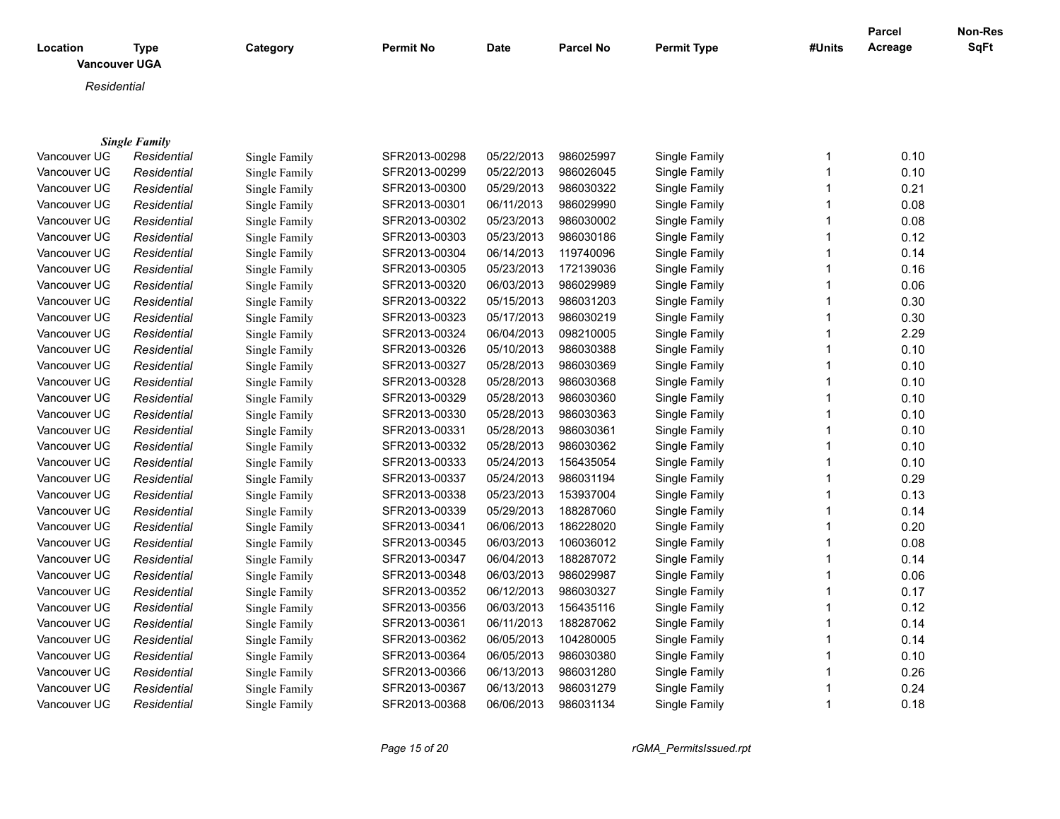| Location | Type | Category | Permit No | Date | Parcel No | Permit Type | #Units | Parcel Acreage | Non-Res SqFt |
|---|---|---|---|---|---|---|---|---|---|

**Vancouver UGA**

*Residential*

***Single Family***

| Location | Type | Category | Permit No | Date | Parcel No | Permit Type | #Units | Parcel Acreage | Non-Res SqFt |
|---|---|---|---|---|---|---|---|---|---|
| Vancouver UG | *Residential* | Single Family | SFR2013-00298 | 05/22/2013 | 986025997 | Single Family | 1 | 0.10 | |
| Vancouver UG | *Residential* | Single Family | SFR2013-00299 | 05/22/2013 | 986026045 | Single Family | 1 | 0.10 | |
| Vancouver UG | *Residential* | Single Family | SFR2013-00300 | 05/29/2013 | 986030322 | Single Family | 1 | 0.21 | |
| Vancouver UG | *Residential* | Single Family | SFR2013-00301 | 06/11/2013 | 986029990 | Single Family | 1 | 0.08 | |
| Vancouver UG | *Residential* | Single Family | SFR2013-00302 | 05/23/2013 | 986030002 | Single Family | 1 | 0.08 | |
| Vancouver UG | *Residential* | Single Family | SFR2013-00303 | 05/23/2013 | 986030186 | Single Family | 1 | 0.12 | |
| Vancouver UG | *Residential* | Single Family | SFR2013-00304 | 06/14/2013 | 119740096 | Single Family | 1 | 0.14 | |
| Vancouver UG | *Residential* | Single Family | SFR2013-00305 | 05/23/2013 | 172139036 | Single Family | 1 | 0.16 | |
| Vancouver UG | *Residential* | Single Family | SFR2013-00320 | 06/03/2013 | 986029989 | Single Family | 1 | 0.06 | |
| Vancouver UG | *Residential* | Single Family | SFR2013-00322 | 05/15/2013 | 986031203 | Single Family | 1 | 0.30 | |
| Vancouver UG | *Residential* | Single Family | SFR2013-00323 | 05/17/2013 | 986030219 | Single Family | 1 | 0.30 | |
| Vancouver UG | *Residential* | Single Family | SFR2013-00324 | 06/04/2013 | 098210005 | Single Family | 1 | 2.29 | |
| Vancouver UG | *Residential* | Single Family | SFR2013-00326 | 05/10/2013 | 986030388 | Single Family | 1 | 0.10 | |
| Vancouver UG | *Residential* | Single Family | SFR2013-00327 | 05/28/2013 | 986030369 | Single Family | 1 | 0.10 | |
| Vancouver UG | *Residential* | Single Family | SFR2013-00328 | 05/28/2013 | 986030368 | Single Family | 1 | 0.10 | |
| Vancouver UG | *Residential* | Single Family | SFR2013-00329 | 05/28/2013 | 986030360 | Single Family | 1 | 0.10 | |
| Vancouver UG | *Residential* | Single Family | SFR2013-00330 | 05/28/2013 | 986030363 | Single Family | 1 | 0.10 | |
| Vancouver UG | *Residential* | Single Family | SFR2013-00331 | 05/28/2013 | 986030361 | Single Family | 1 | 0.10 | |
| Vancouver UG | *Residential* | Single Family | SFR2013-00332 | 05/28/2013 | 986030362 | Single Family | 1 | 0.10 | |
| Vancouver UG | *Residential* | Single Family | SFR2013-00333 | 05/24/2013 | 156435054 | Single Family | 1 | 0.10 | |
| Vancouver UG | *Residential* | Single Family | SFR2013-00337 | 05/24/2013 | 986031194 | Single Family | 1 | 0.29 | |
| Vancouver UG | *Residential* | Single Family | SFR2013-00338 | 05/23/2013 | 153937004 | Single Family | 1 | 0.13 | |
| Vancouver UG | *Residential* | Single Family | SFR2013-00339 | 05/29/2013 | 188287060 | Single Family | 1 | 0.14 | |
| Vancouver UG | *Residential* | Single Family | SFR2013-00341 | 06/06/2013 | 186228020 | Single Family | 1 | 0.20 | |
| Vancouver UG | *Residential* | Single Family | SFR2013-00345 | 06/03/2013 | 106036012 | Single Family | 1 | 0.08 | |
| Vancouver UG | *Residential* | Single Family | SFR2013-00347 | 06/04/2013 | 188287072 | Single Family | 1 | 0.14 | |
| Vancouver UG | *Residential* | Single Family | SFR2013-00348 | 06/03/2013 | 986029987 | Single Family | 1 | 0.06 | |
| Vancouver UG | *Residential* | Single Family | SFR2013-00352 | 06/12/2013 | 986030327 | Single Family | 1 | 0.17 | |
| Vancouver UG | *Residential* | Single Family | SFR2013-00356 | 06/03/2013 | 156435116 | Single Family | 1 | 0.12 | |
| Vancouver UG | *Residential* | Single Family | SFR2013-00361 | 06/11/2013 | 188287062 | Single Family | 1 | 0.14 | |
| Vancouver UG | *Residential* | Single Family | SFR2013-00362 | 06/05/2013 | 104280005 | Single Family | 1 | 0.14 | |
| Vancouver UG | *Residential* | Single Family | SFR2013-00364 | 06/05/2013 | 986030380 | Single Family | 1 | 0.10 | |
| Vancouver UG | *Residential* | Single Family | SFR2013-00366 | 06/13/2013 | 986031280 | Single Family | 1 | 0.26 | |
| Vancouver UG | *Residential* | Single Family | SFR2013-00367 | 06/13/2013 | 986031279 | Single Family | 1 | 0.24 | |
| Vancouver UG | *Residential* | Single Family | SFR2013-00368 | 06/06/2013 | 986031134 | Single Family | 1 | 0.18 | |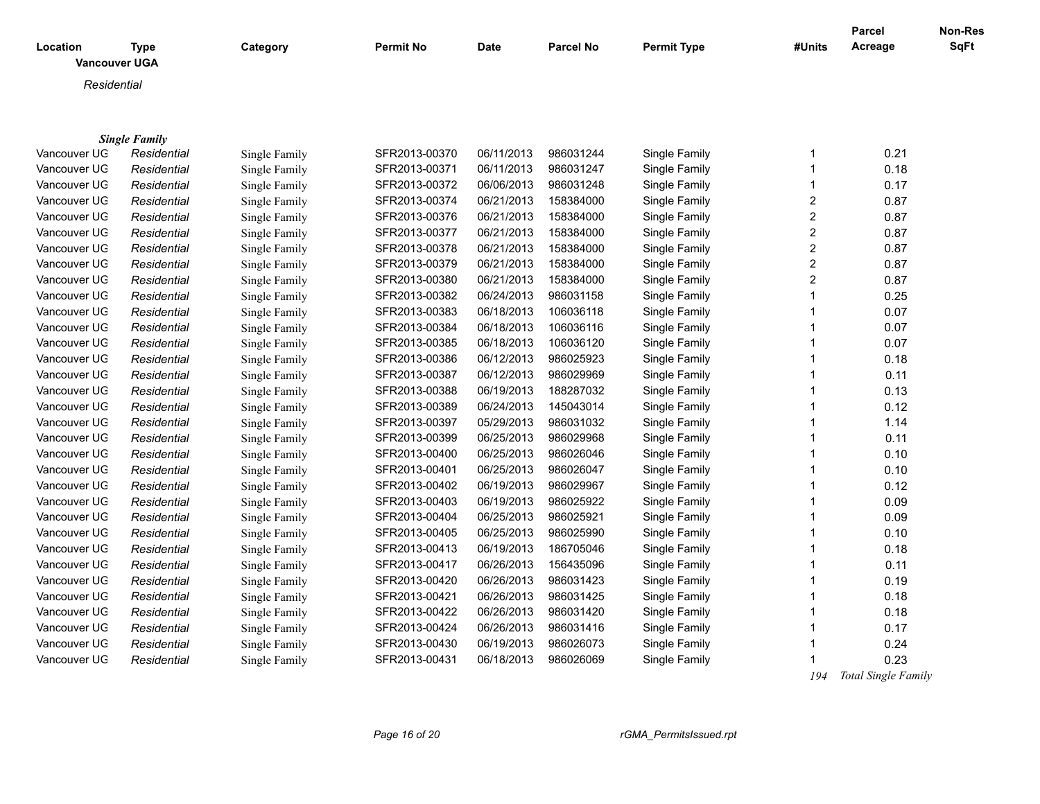| Location | Type | Category | Permit No | Date | Parcel No | Permit Type | #Units | Parcel Acreage | Non-Res SqFt |
|---|---|---|---|---|---|---|---|---|---|
| **Vancouver UGA** | | | | | | | | | |
| *Residential* | | | | | | | | | |
| ***Single Family*** | | | | | | | | | |
| Vancouver UG | *Residential* | Single Family | SFR2013-00370 | 06/11/2013 | 986031244 | Single Family | 1 | 0.21 | |
| Vancouver UG | *Residential* | Single Family | SFR2013-00371 | 06/11/2013 | 986031247 | Single Family | 1 | 0.18 | |
| Vancouver UG | *Residential* | Single Family | SFR2013-00372 | 06/06/2013 | 986031248 | Single Family | 1 | 0.17 | |
| Vancouver UG | *Residential* | Single Family | SFR2013-00374 | 06/21/2013 | 158384000 | Single Family | 2 | 0.87 | |
| Vancouver UG | *Residential* | Single Family | SFR2013-00376 | 06/21/2013 | 158384000 | Single Family | 2 | 0.87 | |
| Vancouver UG | *Residential* | Single Family | SFR2013-00377 | 06/21/2013 | 158384000 | Single Family | 2 | 0.87 | |
| Vancouver UG | *Residential* | Single Family | SFR2013-00378 | 06/21/2013 | 158384000 | Single Family | 2 | 0.87 | |
| Vancouver UG | *Residential* | Single Family | SFR2013-00379 | 06/21/2013 | 158384000 | Single Family | 2 | 0.87 | |
| Vancouver UG | *Residential* | Single Family | SFR2013-00380 | 06/21/2013 | 158384000 | Single Family | 2 | 0.87 | |
| Vancouver UG | *Residential* | Single Family | SFR2013-00382 | 06/24/2013 | 986031158 | Single Family | 1 | 0.25 | |
| Vancouver UG | *Residential* | Single Family | SFR2013-00383 | 06/18/2013 | 106036118 | Single Family | 1 | 0.07 | |
| Vancouver UG | *Residential* | Single Family | SFR2013-00384 | 06/18/2013 | 106036116 | Single Family | 1 | 0.07 | |
| Vancouver UG | *Residential* | Single Family | SFR2013-00385 | 06/18/2013 | 106036120 | Single Family | 1 | 0.07 | |
| Vancouver UG | *Residential* | Single Family | SFR2013-00386 | 06/12/2013 | 986025923 | Single Family | 1 | 0.18 | |
| Vancouver UG | *Residential* | Single Family | SFR2013-00387 | 06/12/2013 | 986029969 | Single Family | 1 | 0.11 | |
| Vancouver UG | *Residential* | Single Family | SFR2013-00388 | 06/19/2013 | 188287032 | Single Family | 1 | 0.13 | |
| Vancouver UG | *Residential* | Single Family | SFR2013-00389 | 06/24/2013 | 145043014 | Single Family | 1 | 0.12 | |
| Vancouver UG | *Residential* | Single Family | SFR2013-00397 | 05/29/2013 | 986031032 | Single Family | 1 | 1.14 | |
| Vancouver UG | *Residential* | Single Family | SFR2013-00399 | 06/25/2013 | 986029968 | Single Family | 1 | 0.11 | |
| Vancouver UG | *Residential* | Single Family | SFR2013-00400 | 06/25/2013 | 986026046 | Single Family | 1 | 0.10 | |
| Vancouver UG | *Residential* | Single Family | SFR2013-00401 | 06/25/2013 | 986026047 | Single Family | 1 | 0.10 | |
| Vancouver UG | *Residential* | Single Family | SFR2013-00402 | 06/19/2013 | 986029967 | Single Family | 1 | 0.12 | |
| Vancouver UG | *Residential* | Single Family | SFR2013-00403 | 06/19/2013 | 986025922 | Single Family | 1 | 0.09 | |
| Vancouver UG | *Residential* | Single Family | SFR2013-00404 | 06/25/2013 | 986025921 | Single Family | 1 | 0.09 | |
| Vancouver UG | *Residential* | Single Family | SFR2013-00405 | 06/25/2013 | 986025990 | Single Family | 1 | 0.10 | |
| Vancouver UG | *Residential* | Single Family | SFR2013-00413 | 06/19/2013 | 186705046 | Single Family | 1 | 0.18 | |
| Vancouver UG | *Residential* | Single Family | SFR2013-00417 | 06/26/2013 | 156435096 | Single Family | 1 | 0.11 | |
| Vancouver UG | *Residential* | Single Family | SFR2013-00420 | 06/26/2013 | 986031423 | Single Family | 1 | 0.19 | |
| Vancouver UG | *Residential* | Single Family | SFR2013-00421 | 06/26/2013 | 986031425 | Single Family | 1 | 0.18 | |
| Vancouver UG | *Residential* | Single Family | SFR2013-00422 | 06/26/2013 | 986031420 | Single Family | 1 | 0.18 | |
| Vancouver UG | *Residential* | Single Family | SFR2013-00424 | 06/26/2013 | 986031416 | Single Family | 1 | 0.17 | |
| Vancouver UG | *Residential* | Single Family | SFR2013-00430 | 06/19/2013 | 986026073 | Single Family | 1 | 0.24 | |
| Vancouver UG | *Residential* | Single Family | SFR2013-00431 | 06/18/2013 | 986026069 | Single Family | 1 | 0.23 | |
| | | | | | | | *194* | *Total Single Family* | |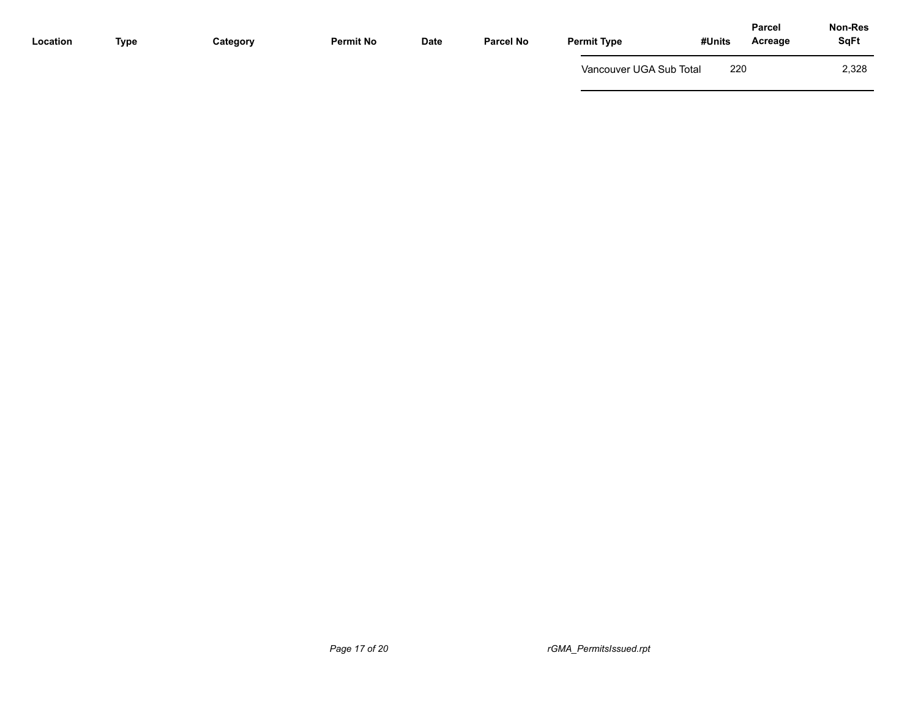| Location | Type | Category | Permit No | Date | Parcel No | Permit Type | #Units | Parcel Acreage | Non-Res SqFt |
|---|---|---|---|---|---|---|---|---|---|
| | | | | | | Vancouver UGA Sub Total | 220 | | 2,328 |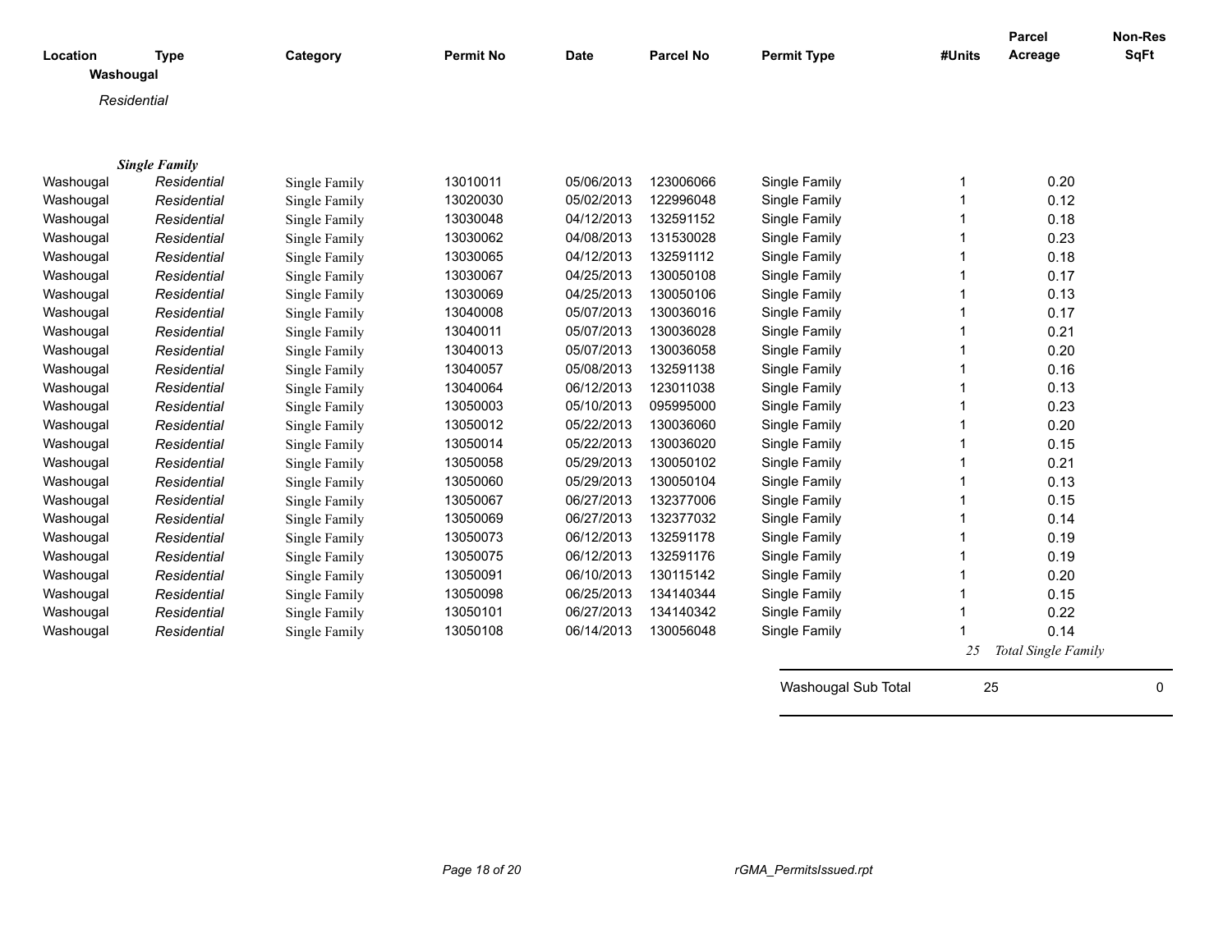| Location | Type | Category | Permit No | Date | Parcel No | Permit Type | #Units | Parcel Acreage | Non-Res SqFt |
|---|---|---|---|---|---|---|---|---|---|
| **Washougal** | | | | | | | | | |
| *Residential* | | | | | | | | | |
| ***Single Family*** | | | | | | | | | |
| Washougal | *Residential* | Single Family | 13010011 | 05/06/2013 | 123006066 | Single Family | 1 | 0.20 | |
| Washougal | *Residential* | Single Family | 13020030 | 05/02/2013 | 122996048 | Single Family | 1 | 0.12 | |
| Washougal | *Residential* | Single Family | 13030048 | 04/12/2013 | 132591152 | Single Family | 1 | 0.18 | |
| Washougal | *Residential* | Single Family | 13030062 | 04/08/2013 | 131530028 | Single Family | 1 | 0.23 | |
| Washougal | *Residential* | Single Family | 13030065 | 04/12/2013 | 132591112 | Single Family | 1 | 0.18 | |
| Washougal | *Residential* | Single Family | 13030067 | 04/25/2013 | 130050108 | Single Family | 1 | 0.17 | |
| Washougal | *Residential* | Single Family | 13030069 | 04/25/2013 | 130050106 | Single Family | 1 | 0.13 | |
| Washougal | *Residential* | Single Family | 13040008 | 05/07/2013 | 130036016 | Single Family | 1 | 0.17 | |
| Washougal | *Residential* | Single Family | 13040011 | 05/07/2013 | 130036028 | Single Family | 1 | 0.21 | |
| Washougal | *Residential* | Single Family | 13040013 | 05/07/2013 | 130036058 | Single Family | 1 | 0.20 | |
| Washougal | *Residential* | Single Family | 13040057 | 05/08/2013 | 132591138 | Single Family | 1 | 0.16 | |
| Washougal | *Residential* | Single Family | 13040064 | 06/12/2013 | 123011038 | Single Family | 1 | 0.13 | |
| Washougal | *Residential* | Single Family | 13050003 | 05/10/2013 | 095995000 | Single Family | 1 | 0.23 | |
| Washougal | *Residential* | Single Family | 13050012 | 05/22/2013 | 130036060 | Single Family | 1 | 0.20 | |
| Washougal | *Residential* | Single Family | 13050014 | 05/22/2013 | 130036020 | Single Family | 1 | 0.15 | |
| Washougal | *Residential* | Single Family | 13050058 | 05/29/2013 | 130050102 | Single Family | 1 | 0.21 | |
| Washougal | *Residential* | Single Family | 13050060 | 05/29/2013 | 130050104 | Single Family | 1 | 0.13 | |
| Washougal | *Residential* | Single Family | 13050067 | 06/27/2013 | 132377006 | Single Family | 1 | 0.15 | |
| Washougal | *Residential* | Single Family | 13050069 | 06/27/2013 | 132377032 | Single Family | 1 | 0.14 | |
| Washougal | *Residential* | Single Family | 13050073 | 06/12/2013 | 132591178 | Single Family | 1 | 0.19 | |
| Washougal | *Residential* | Single Family | 13050075 | 06/12/2013 | 132591176 | Single Family | 1 | 0.19 | |
| Washougal | *Residential* | Single Family | 13050091 | 06/10/2013 | 130115142 | Single Family | 1 | 0.20 | |
| Washougal | *Residential* | Single Family | 13050098 | 06/25/2013 | 134140344 | Single Family | 1 | 0.15 | |
| Washougal | *Residential* | Single Family | 13050101 | 06/27/2013 | 134140342 | Single Family | 1 | 0.22 | |
| Washougal | *Residential* | Single Family | 13050108 | 06/14/2013 | 130056048 | Single Family | 1 | 0.14 | |
| | | | | | | | *25* | *Total Single Family* | |
| | | | | | | Washougal Sub Total | 25 | | 0 |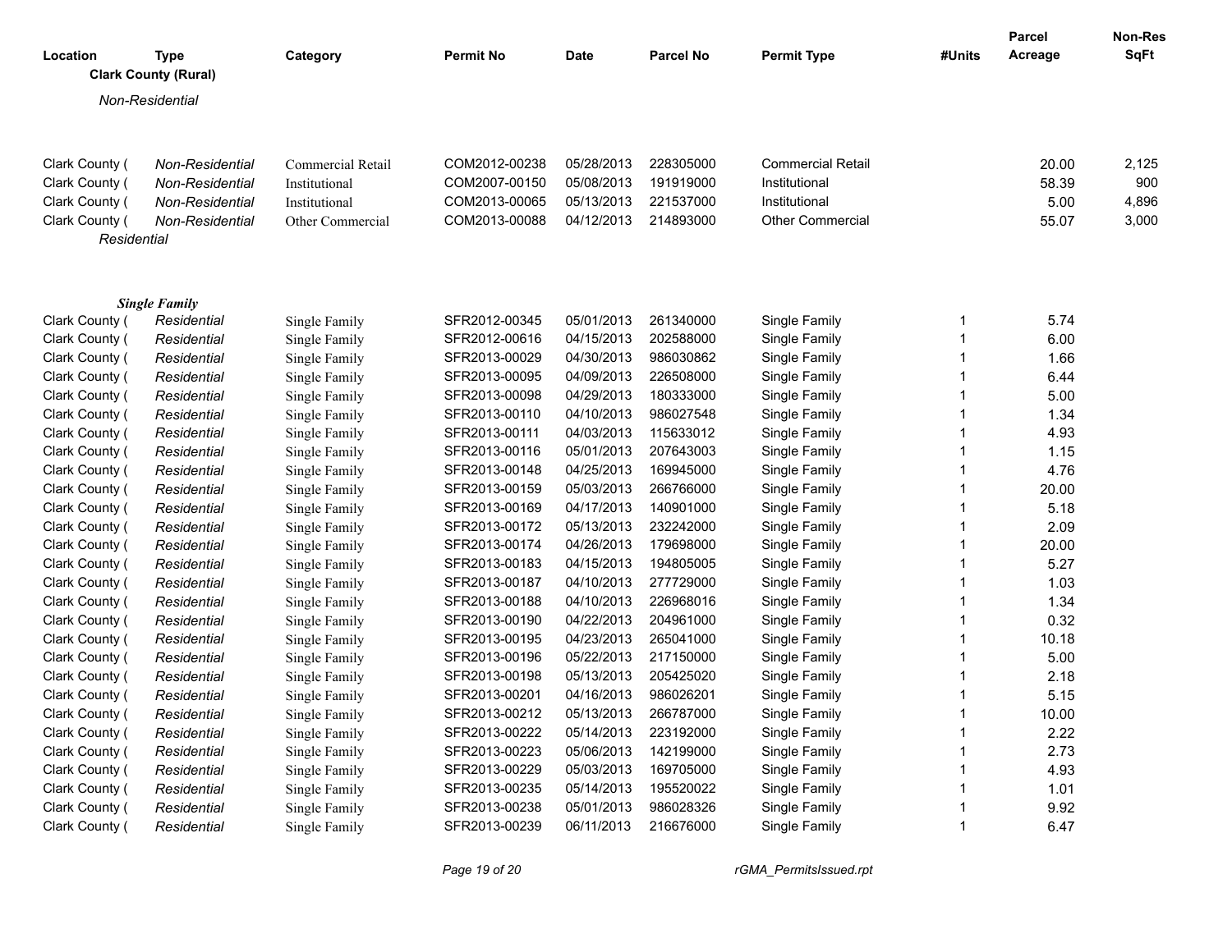| Location | Type | Category | Permit No | Date | Parcel No | Permit Type | #Units | Parcel Acreage | Non-Res SqFt |
|---|---|---|---|---|---|---|---|---|---|
| **Clark County (Rural)** | | | | | | | | | |
| *Non-Residential* | | | | | | | | | |
| Clark County ( | *Non-Residential* | Commercial Retail | COM2012-00238 | 05/28/2013 | 228305000 | Commercial Retail | | 20.00 | 2,125 |
| Clark County ( | *Non-Residential* | Institutional | COM2007-00150 | 05/08/2013 | 191919000 | Institutional | | 58.39 | 900 |
| Clark County ( | *Non-Residential* | Institutional | COM2013-00065 | 05/13/2013 | 221537000 | Institutional | | 5.00 | 4,896 |
| Clark County ( | *Non-Residential* | Other Commercial | COM2013-00088 | 04/12/2013 | 214893000 | Other Commercial | | 55.07 | 3,000 |
| *Residential* | | | | | | | | | |
| ***Single Family*** | | | | | | | | | |
| Clark County ( | *Residential* | Single Family | SFR2012-00345 | 05/01/2013 | 261340000 | Single Family | 1 | 5.74 | |
| Clark County ( | *Residential* | Single Family | SFR2012-00616 | 04/15/2013 | 202588000 | Single Family | 1 | 6.00 | |
| Clark County ( | *Residential* | Single Family | SFR2013-00029 | 04/30/2013 | 986030862 | Single Family | 1 | 1.66 | |
| Clark County ( | *Residential* | Single Family | SFR2013-00095 | 04/09/2013 | 226508000 | Single Family | 1 | 6.44 | |
| Clark County ( | *Residential* | Single Family | SFR2013-00098 | 04/29/2013 | 180333000 | Single Family | 1 | 5.00 | |
| Clark County ( | *Residential* | Single Family | SFR2013-00110 | 04/10/2013 | 986027548 | Single Family | 1 | 1.34 | |
| Clark County ( | *Residential* | Single Family | SFR2013-00111 | 04/03/2013 | 115633012 | Single Family | 1 | 4.93 | |
| Clark County ( | *Residential* | Single Family | SFR2013-00116 | 05/01/2013 | 207643003 | Single Family | 1 | 1.15 | |
| Clark County ( | *Residential* | Single Family | SFR2013-00148 | 04/25/2013 | 169945000 | Single Family | 1 | 4.76 | |
| Clark County ( | *Residential* | Single Family | SFR2013-00159 | 05/03/2013 | 266766000 | Single Family | 1 | 20.00 | |
| Clark County ( | *Residential* | Single Family | SFR2013-00169 | 04/17/2013 | 140901000 | Single Family | 1 | 5.18 | |
| Clark County ( | *Residential* | Single Family | SFR2013-00172 | 05/13/2013 | 232242000 | Single Family | 1 | 2.09 | |
| Clark County ( | *Residential* | Single Family | SFR2013-00174 | 04/26/2013 | 179698000 | Single Family | 1 | 20.00 | |
| Clark County ( | *Residential* | Single Family | SFR2013-00183 | 04/15/2013 | 194805005 | Single Family | 1 | 5.27 | |
| Clark County ( | *Residential* | Single Family | SFR2013-00187 | 04/10/2013 | 277729000 | Single Family | 1 | 1.03 | |
| Clark County ( | *Residential* | Single Family | SFR2013-00188 | 04/10/2013 | 226968016 | Single Family | 1 | 1.34 | |
| Clark County ( | *Residential* | Single Family | SFR2013-00190 | 04/22/2013 | 204961000 | Single Family | 1 | 0.32 | |
| Clark County ( | *Residential* | Single Family | SFR2013-00195 | 04/23/2013 | 265041000 | Single Family | 1 | 10.18 | |
| Clark County ( | *Residential* | Single Family | SFR2013-00196 | 05/22/2013 | 217150000 | Single Family | 1 | 5.00 | |
| Clark County ( | *Residential* | Single Family | SFR2013-00198 | 05/13/2013 | 205425020 | Single Family | 1 | 2.18 | |
| Clark County ( | *Residential* | Single Family | SFR2013-00201 | 04/16/2013 | 986026201 | Single Family | 1 | 5.15 | |
| Clark County ( | *Residential* | Single Family | SFR2013-00212 | 05/13/2013 | 266787000 | Single Family | 1 | 10.00 | |
| Clark County ( | *Residential* | Single Family | SFR2013-00222 | 05/14/2013 | 223192000 | Single Family | 1 | 2.22 | |
| Clark County ( | *Residential* | Single Family | SFR2013-00223 | 05/06/2013 | 142199000 | Single Family | 1 | 2.73 | |
| Clark County ( | *Residential* | Single Family | SFR2013-00229 | 05/03/2013 | 169705000 | Single Family | 1 | 4.93 | |
| Clark County ( | *Residential* | Single Family | SFR2013-00235 | 05/14/2013 | 195520022 | Single Family | 1 | 1.01 | |
| Clark County ( | *Residential* | Single Family | SFR2013-00238 | 05/01/2013 | 986028326 | Single Family | 1 | 9.92 | |
| Clark County ( | *Residential* | Single Family | SFR2013-00239 | 06/11/2013 | 216676000 | Single Family | 1 | 6.47 | |

rGMA_PermitsIssued.rpt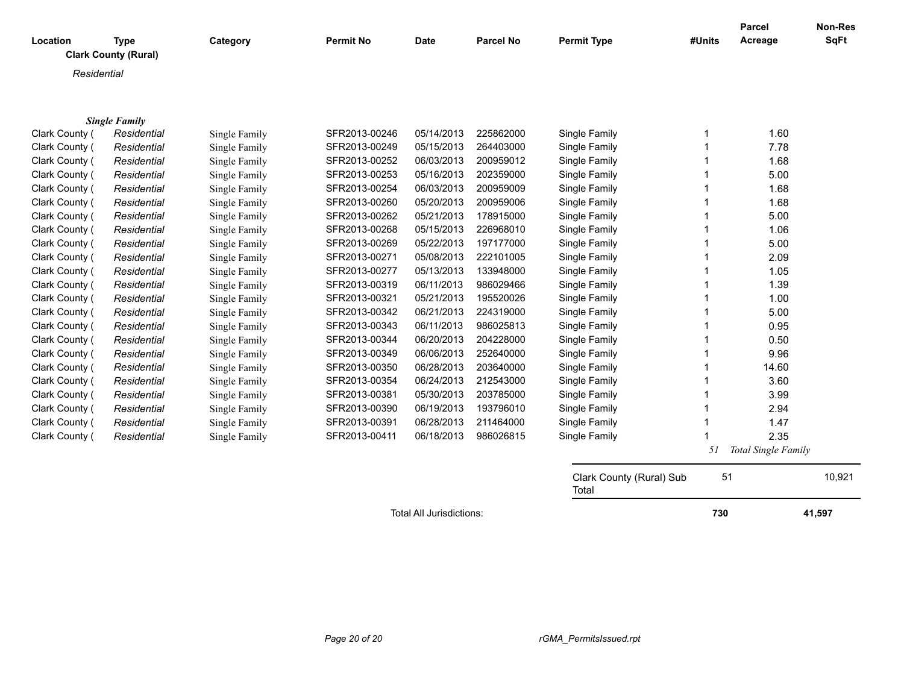| Location | Type | Category | Permit No | Date | Parcel No | Permit Type | #Units | Parcel Acreage | Non-Res SqFt |
|---|---|---|---|---|---|---|---|---|---|
| **Clark County (Rural)** | | | | | | | | | |
| *Residential* | | | | | | | | | |
| ***Single Family*** | | | | | | | | | |
| Clark County ( | *Residential* | Single Family | SFR2013-00246 | 05/14/2013 | 225862000 | Single Family | 1 | 1.60 | |
| Clark County ( | *Residential* | Single Family | SFR2013-00249 | 05/15/2013 | 264403000 | Single Family | 1 | 7.78 | |
| Clark County ( | *Residential* | Single Family | SFR2013-00252 | 06/03/2013 | 200959012 | Single Family | 1 | 1.68 | |
| Clark County ( | *Residential* | Single Family | SFR2013-00253 | 05/16/2013 | 202359000 | Single Family | 1 | 5.00 | |
| Clark County ( | *Residential* | Single Family | SFR2013-00254 | 06/03/2013 | 200959009 | Single Family | 1 | 1.68 | |
| Clark County ( | *Residential* | Single Family | SFR2013-00260 | 05/20/2013 | 200959006 | Single Family | 1 | 1.68 | |
| Clark County ( | *Residential* | Single Family | SFR2013-00262 | 05/21/2013 | 178915000 | Single Family | 1 | 5.00 | |
| Clark County ( | *Residential* | Single Family | SFR2013-00268 | 05/15/2013 | 226968010 | Single Family | 1 | 1.06 | |
| Clark County ( | *Residential* | Single Family | SFR2013-00269 | 05/22/2013 | 197177000 | Single Family | 1 | 5.00 | |
| Clark County ( | *Residential* | Single Family | SFR2013-00271 | 05/08/2013 | 222101005 | Single Family | 1 | 2.09 | |
| Clark County ( | *Residential* | Single Family | SFR2013-00277 | 05/13/2013 | 133948000 | Single Family | 1 | 1.05 | |
| Clark County ( | *Residential* | Single Family | SFR2013-00319 | 06/11/2013 | 986029466 | Single Family | 1 | 1.39 | |
| Clark County ( | *Residential* | Single Family | SFR2013-00321 | 05/21/2013 | 195520026 | Single Family | 1 | 1.00 | |
| Clark County ( | *Residential* | Single Family | SFR2013-00342 | 06/21/2013 | 224319000 | Single Family | 1 | 5.00 | |
| Clark County ( | *Residential* | Single Family | SFR2013-00343 | 06/11/2013 | 986025813 | Single Family | 1 | 0.95 | |
| Clark County ( | *Residential* | Single Family | SFR2013-00344 | 06/20/2013 | 204228000 | Single Family | 1 | 0.50 | |
| Clark County ( | *Residential* | Single Family | SFR2013-00349 | 06/06/2013 | 252640000 | Single Family | 1 | 9.96 | |
| Clark County ( | *Residential* | Single Family | SFR2013-00350 | 06/28/2013 | 203640000 | Single Family | 1 | 14.60 | |
| Clark County ( | *Residential* | Single Family | SFR2013-00354 | 06/24/2013 | 212543000 | Single Family | 1 | 3.60 | |
| Clark County ( | *Residential* | Single Family | SFR2013-00381 | 05/30/2013 | 203785000 | Single Family | 1 | 3.99 | |
| Clark County ( | *Residential* | Single Family | SFR2013-00390 | 06/19/2013 | 193796010 | Single Family | 1 | 2.94 | |
| Clark County ( | *Residential* | Single Family | SFR2013-00391 | 06/28/2013 | 211464000 | Single Family | 1 | 1.47 | |
| Clark County ( | *Residential* | Single Family | SFR2013-00411 | 06/18/2013 | 986026815 | Single Family | 1 | 2.35 | |
| | | | | | | | *51* | *Total Single Family* | |
| | | | | | | Clark County (Rural) Sub Total | 51 | | 10,921 |
| | | | | Total All Jurisdictions: | | | **730** | | **41,597** |